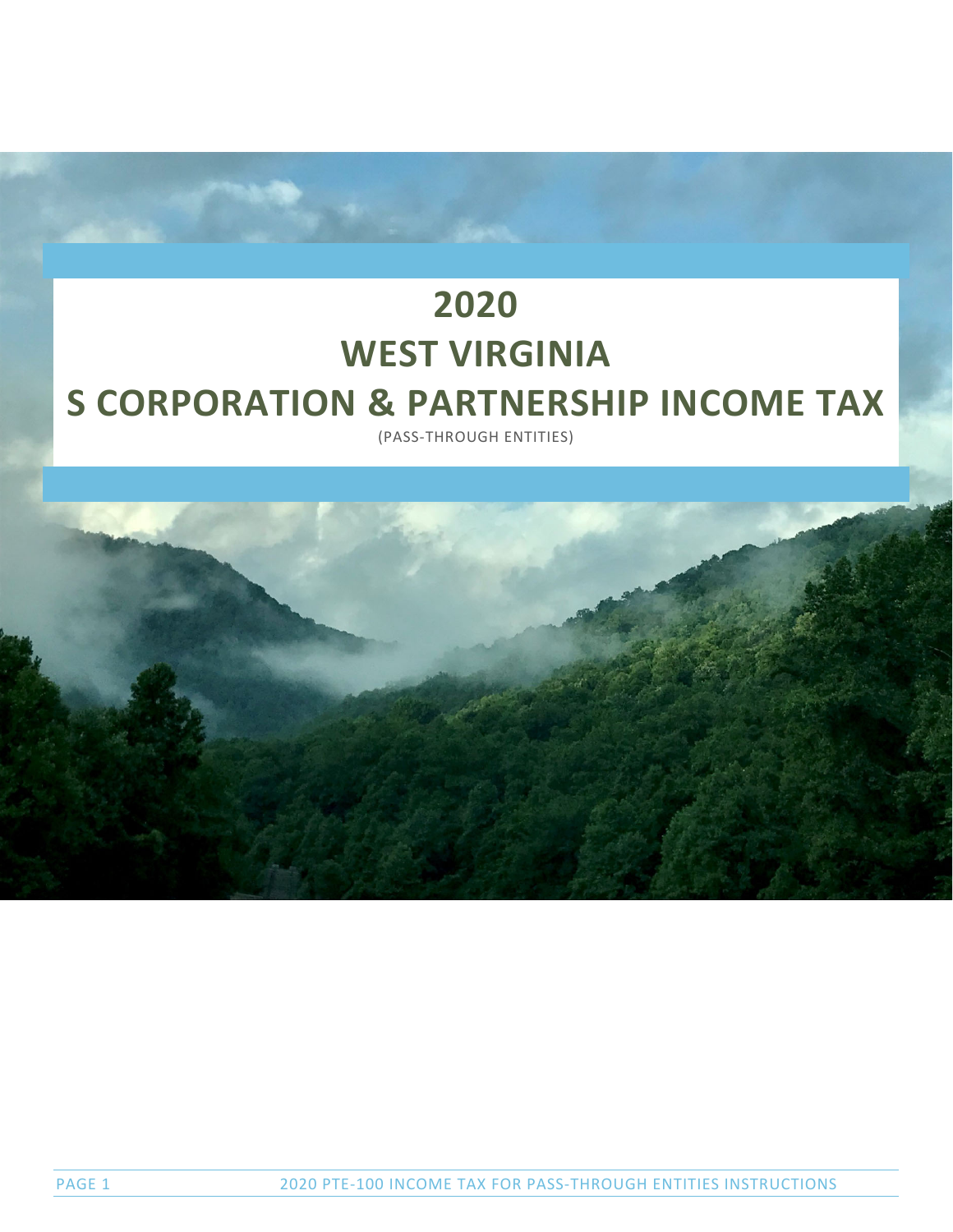# 2020

# WEST VIRGINIA

# S CORPORATION & PARTNERSHIP INCOME TAX

(PASS-THROUGH ENTITIES)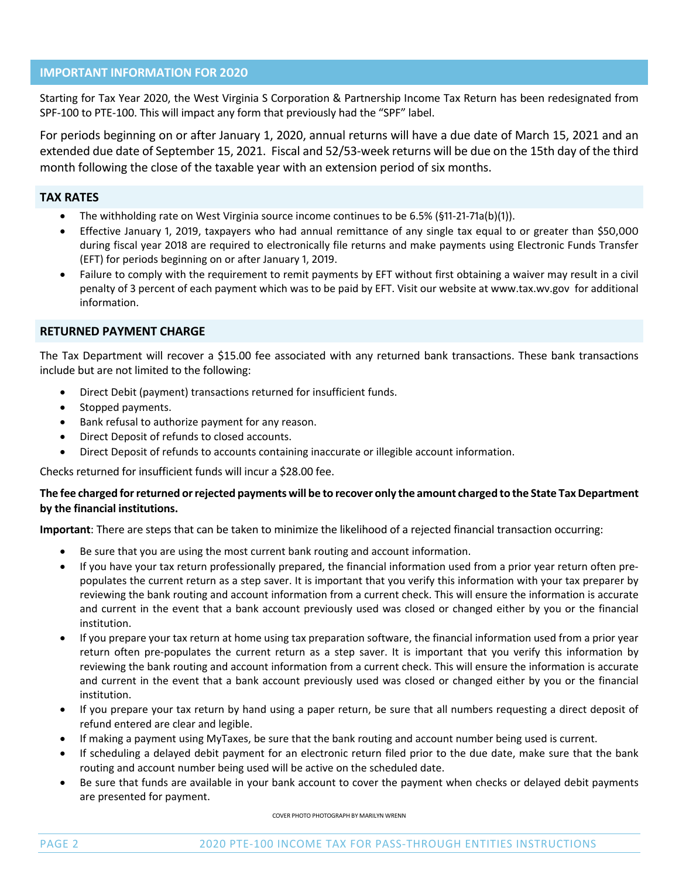## IMPORTANT INFORMATION FOR 2020

Starting for Tax Year 2020, the West Virginia S Corporation & Partnership Income Tax Return has been redesignated from SPF-100 to PTE-100. This will impact any form that previously had the "SPF" label.

For periods beginning on or after January 1, 2020, annual returns will have a due date of March 15, 2021 and an extended due date of September 15, 2021. Fiscal and 52/53-week returns will be due on the 15th day of the third month following the close of the taxable year with an extension period of six months.

### TAX RATES

- The withholding rate on West Virginia source income continues to be 6.5% (§11-21-71a(b)(1)).
- Effective January 1, 2019, taxpayers who had annual remittance of any single tax equal to or greater than $50,000 during fiscal year 2018 are required to electronically file returns and make payments using Electronic Funds Transfer (EFT) for periods beginning on or after January 1, 2019.
- Failure to comply with the requirement to remit payments by EFT without first obtaining a waiver may result in a civil penalty of 3 percent of each payment which was to be paid by EFT. Visit our website at www.tax.wv.gov for additional information.

### RETURNED PAYMENT CHARGE

The Tax Department will recover a $15.00 fee associated with any returned bank transactions. These bank transactions include but are not limited to the following:

- Direct Debit (payment) transactions returned for insufficient funds.
- Stopped payments.
- Bank refusal to authorize payment for any reason.
- Direct Deposit of refunds to closed accounts.
- Direct Deposit of refunds to accounts containing inaccurate or illegible account information.

Checks returned for insufficient funds will incur a $28.00 fee.

**The fee charged for returned or rejected payments will be to recover only the amount charged to the State Tax Department by the financial institutions.**

**Important**: There are steps that can be taken to minimize the likelihood of a rejected financial transaction occurring:

- Be sure that you are using the most current bank routing and account information.
- If you have your tax return professionally prepared, the financial information used from a prior year return often pre-populates the current return as a step saver. It is important that you verify this information with your tax preparer by reviewing the bank routing and account information from a current check. This will ensure the information is accurate and current in the event that a bank account previously used was closed or changed either by you or the financial institution.
- If you prepare your tax return at home using tax preparation software, the financial information used from a prior year return often pre-populates the current return as a step saver. It is important that you verify this information by reviewing the bank routing and account information from a current check. This will ensure the information is accurate and current in the event that a bank account previously used was closed or changed either by you or the financial institution.
- If you prepare your tax return by hand using a paper return, be sure that all numbers requesting a direct deposit of refund entered are clear and legible.
- If making a payment using MyTaxes, be sure that the bank routing and account number being used is current.
- If scheduling a delayed debit payment for an electronic return filed prior to the due date, make sure that the bank routing and account number being used will be active on the scheduled date.
- Be sure that funds are available in your bank account to cover the payment when checks or delayed debit payments are presented for payment.

COVER PHOTO PHOTOGRAPH BY MARILYN WRENN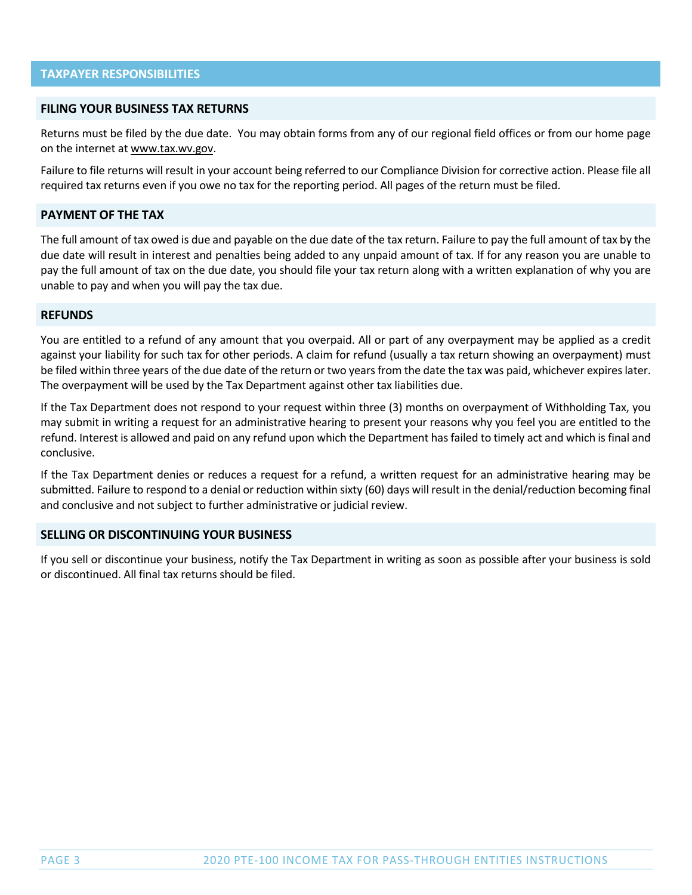## TAXPAYER RESPONSIBILITIES

### FILING YOUR BUSINESS TAX RETURNS

Returns must be filed by the due date. You may obtain forms from any of our regional field offices or from our home page on the internet at www.tax.wv.gov.

Failure to file returns will result in your account being referred to our Compliance Division for corrective action. Please file all required tax returns even if you owe no tax for the reporting period. All pages of the return must be filed.

### PAYMENT OF THE TAX

The full amount of tax owed is due and payable on the due date of the tax return. Failure to pay the full amount of tax by the due date will result in interest and penalties being added to any unpaid amount of tax. If for any reason you are unable to pay the full amount of tax on the due date, you should file your tax return along with a written explanation of why you are unable to pay and when you will pay the tax due.

### REFUNDS

You are entitled to a refund of any amount that you overpaid. All or part of any overpayment may be applied as a credit against your liability for such tax for other periods. A claim for refund (usually a tax return showing an overpayment) must be filed within three years of the due date of the return or two years from the date the tax was paid, whichever expires later. The overpayment will be used by the Tax Department against other tax liabilities due.

If the Tax Department does not respond to your request within three (3) months on overpayment of Withholding Tax, you may submit in writing a request for an administrative hearing to present your reasons why you feel you are entitled to the refund. Interest is allowed and paid on any refund upon which the Department has failed to timely act and which is final and conclusive.

If the Tax Department denies or reduces a request for a refund, a written request for an administrative hearing may be submitted. Failure to respond to a denial or reduction within sixty (60) days will result in the denial/reduction becoming final and conclusive and not subject to further administrative or judicial review.

### SELLING OR DISCONTINUING YOUR BUSINESS

If you sell or discontinue your business, notify the Tax Department in writing as soon as possible after your business is sold or discontinued. All final tax returns should be filed.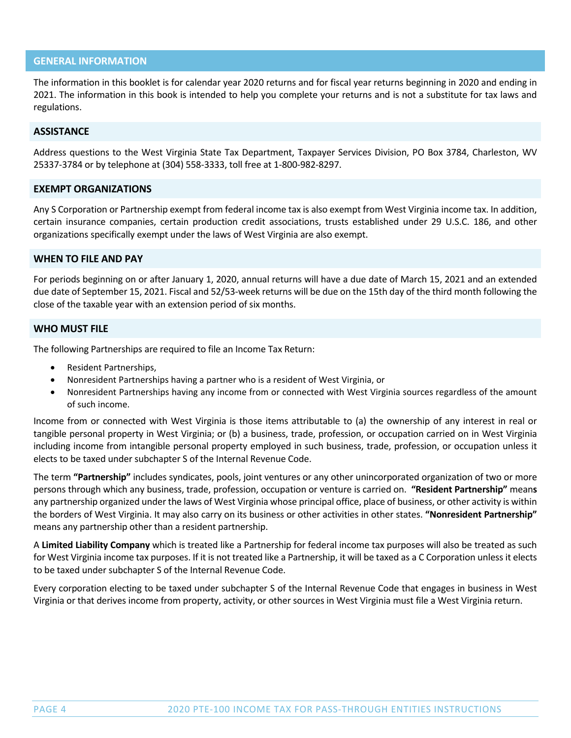## GENERAL INFORMATION

The information in this booklet is for calendar year 2020 returns and for fiscal year returns beginning in 2020 and ending in 2021. The information in this book is intended to help you complete your returns and is not a substitute for tax laws and regulations.

### ASSISTANCE

Address questions to the West Virginia State Tax Department, Taxpayer Services Division, PO Box 3784, Charleston, WV 25337-3784 or by telephone at (304) 558-3333, toll free at 1-800-982-8297.

### EXEMPT ORGANIZATIONS

Any S Corporation or Partnership exempt from federal income tax is also exempt from West Virginia income tax. In addition, certain insurance companies, certain production credit associations, trusts established under 29 U.S.C. 186, and other organizations specifically exempt under the laws of West Virginia are also exempt.

### WHEN TO FILE AND PAY

For periods beginning on or after January 1, 2020, annual returns will have a due date of March 15, 2021 and an extended due date of September 15, 2021. Fiscal and 52/53-week returns will be due on the 15th day of the third month following the close of the taxable year with an extension period of six months.

### WHO MUST FILE

The following Partnerships are required to file an Income Tax Return:

- Resident Partnerships,
- Nonresident Partnerships having a partner who is a resident of West Virginia, or
- Nonresident Partnerships having any income from or connected with West Virginia sources regardless of the amount of such income.

Income from or connected with West Virginia is those items attributable to (a) the ownership of any interest in real or tangible personal property in West Virginia; or (b) a business, trade, profession, or occupation carried on in West Virginia including income from intangible personal property employed in such business, trade, profession, or occupation unless it elects to be taxed under subchapter S of the Internal Revenue Code.

The term **"Partnership"** includes syndicates, pools, joint ventures or any other unincorporated organization of two or more persons through which any business, trade, profession, occupation or venture is carried on. **"Resident Partnership"** means any partnership organized under the laws of West Virginia whose principal office, place of business, or other activity is within the borders of West Virginia. It may also carry on its business or other activities in other states. **"Nonresident Partnership"** means any partnership other than a resident partnership.

A **Limited Liability Company** which is treated like a Partnership for federal income tax purposes will also be treated as such for West Virginia income tax purposes. If it is not treated like a Partnership, it will be taxed as a C Corporation unless it elects to be taxed under subchapter S of the Internal Revenue Code.

Every corporation electing to be taxed under subchapter S of the Internal Revenue Code that engages in business in West Virginia or that derives income from property, activity, or other sources in West Virginia must file a West Virginia return.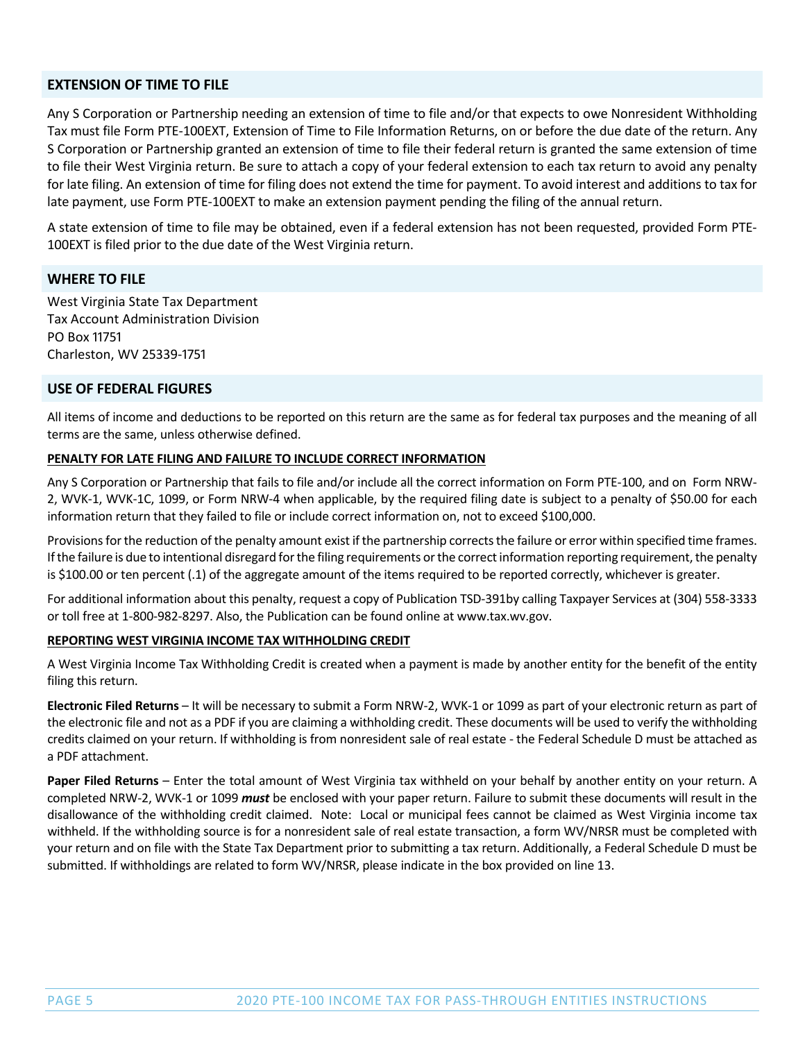## EXTENSION OF TIME TO FILE

Any S Corporation or Partnership needing an extension of time to file and/or that expects to owe Nonresident Withholding Tax must file Form PTE-100EXT, Extension of Time to File Information Returns, on or before the due date of the return. Any S Corporation or Partnership granted an extension of time to file their federal return is granted the same extension of time to file their West Virginia return. Be sure to attach a copy of your federal extension to each tax return to avoid any penalty for late filing. An extension of time for filing does not extend the time for payment. To avoid interest and additions to tax for late payment, use Form PTE-100EXT to make an extension payment pending the filing of the annual return.

A state extension of time to file may be obtained, even if a federal extension has not been requested, provided Form PTE-100EXT is filed prior to the due date of the West Virginia return.

## WHERE TO FILE

West Virginia State Tax Department
Tax Account Administration Division
PO Box 11751
Charleston, WV 25339-1751

## USE OF FEDERAL FIGURES

All items of income and deductions to be reported on this return are the same as for federal tax purposes and the meaning of all terms are the same, unless otherwise defined.

### PENALTY FOR LATE FILING AND FAILURE TO INCLUDE CORRECT INFORMATION

Any S Corporation or Partnership that fails to file and/or include all the correct information on Form PTE-100, and on Form NRW-2, WVK-1, WVK-1C, 1099, or Form NRW-4 when applicable, by the required filing date is subject to a penalty of $50.00 for each information return that they failed to file or include correct information on, not to exceed $100,000.

Provisions for the reduction of the penalty amount exist if the partnership corrects the failure or error within specified time frames. If the failure is due to intentional disregard for the filing requirements or the correct information reporting requirement, the penalty is $100.00 or ten percent (.1) of the aggregate amount of the items required to be reported correctly, whichever is greater.

For additional information about this penalty, request a copy of Publication TSD-391by calling Taxpayer Services at (304) 558-3333 or toll free at 1-800-982-8297. Also, the Publication can be found online at www.tax.wv.gov.

### REPORTING WEST VIRGINIA INCOME TAX WITHHOLDING CREDIT

A West Virginia Income Tax Withholding Credit is created when a payment is made by another entity for the benefit of the entity filing this return.

**Electronic Filed Returns** – It will be necessary to submit a Form NRW-2, WVK-1 or 1099 as part of your electronic return as part of the electronic file and not as a PDF if you are claiming a withholding credit. These documents will be used to verify the withholding credits claimed on your return. If withholding is from nonresident sale of real estate - the Federal Schedule D must be attached as a PDF attachment.

**Paper Filed Returns** – Enter the total amount of West Virginia tax withheld on your behalf by another entity on your return. A completed NRW-2, WVK-1 or 1099 ***must*** be enclosed with your paper return. Failure to submit these documents will result in the disallowance of the withholding credit claimed. Note: Local or municipal fees cannot be claimed as West Virginia income tax withheld. If the withholding source is for a nonresident sale of real estate transaction, a form WV/NRSR must be completed with your return and on file with the State Tax Department prior to submitting a tax return. Additionally, a Federal Schedule D must be submitted. If withholdings are related to form WV/NRSR, please indicate in the box provided on line 13.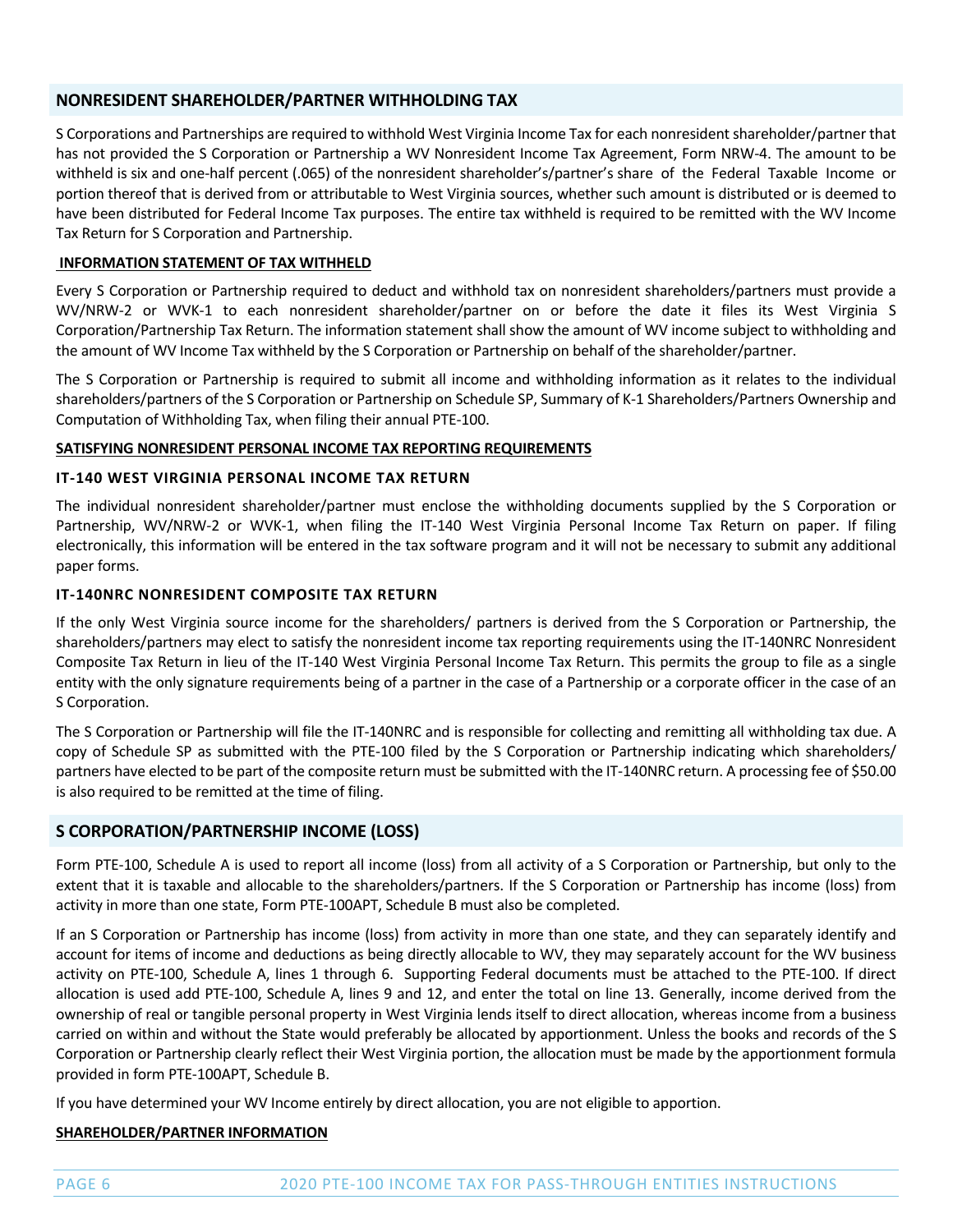## NONRESIDENT SHAREHOLDER/PARTNER WITHHOLDING TAX

S Corporations and Partnerships are required to withhold West Virginia Income Tax for each nonresident shareholder/partner that has not provided the S Corporation or Partnership a WV Nonresident Income Tax Agreement, Form NRW-4. The amount to be withheld is six and one-half percent (.065) of the nonresident shareholder's/partner's share of the Federal Taxable Income or portion thereof that is derived from or attributable to West Virginia sources, whether such amount is distributed or is deemed to have been distributed for Federal Income Tax purposes. The entire tax withheld is required to be remitted with the WV Income Tax Return for S Corporation and Partnership.

**INFORMATION STATEMENT OF TAX WITHHELD**

Every S Corporation or Partnership required to deduct and withhold tax on nonresident shareholders/partners must provide a WV/NRW-2 or WVK-1 to each nonresident shareholder/partner on or before the date it files its West Virginia S Corporation/Partnership Tax Return. The information statement shall show the amount of WV income subject to withholding and the amount of WV Income Tax withheld by the S Corporation or Partnership on behalf of the shareholder/partner.

The S Corporation or Partnership is required to submit all income and withholding information as it relates to the individual shareholders/partners of the S Corporation or Partnership on Schedule SP, Summary of K-1 Shareholders/Partners Ownership and Computation of Withholding Tax, when filing their annual PTE-100.

**SATISFYING NONRESIDENT PERSONAL INCOME TAX REPORTING REQUIREMENTS**

### IT-140 WEST VIRGINIA PERSONAL INCOME TAX RETURN

The individual nonresident shareholder/partner must enclose the withholding documents supplied by the S Corporation or Partnership, WV/NRW-2 or WVK-1, when filing the IT-140 West Virginia Personal Income Tax Return on paper. If filing electronically, this information will be entered in the tax software program and it will not be necessary to submit any additional paper forms.

### IT-140NRC NONRESIDENT COMPOSITE TAX RETURN

If the only West Virginia source income for the shareholders/ partners is derived from the S Corporation or Partnership, the shareholders/partners may elect to satisfy the nonresident income tax reporting requirements using the IT-140NRC Nonresident Composite Tax Return in lieu of the IT-140 West Virginia Personal Income Tax Return. This permits the group to file as a single entity with the only signature requirements being of a partner in the case of a Partnership or a corporate officer in the case of an S Corporation.

The S Corporation or Partnership will file the IT-140NRC and is responsible for collecting and remitting all withholding tax due. A copy of Schedule SP as submitted with the PTE-100 filed by the S Corporation or Partnership indicating which shareholders/ partners have elected to be part of the composite return must be submitted with the IT-140NRC return. A processing fee of $50.00 is also required to be remitted at the time of filing.

## S CORPORATION/PARTNERSHIP INCOME (LOSS)

Form PTE-100, Schedule A is used to report all income (loss) from all activity of a S Corporation or Partnership, but only to the extent that it is taxable and allocable to the shareholders/partners. If the S Corporation or Partnership has income (loss) from activity in more than one state, Form PTE-100APT, Schedule B must also be completed.

If an S Corporation or Partnership has income (loss) from activity in more than one state, and they can separately identify and account for items of income and deductions as being directly allocable to WV, they may separately account for the WV business activity on PTE-100, Schedule A, lines 1 through 6. Supporting Federal documents must be attached to the PTE-100. If direct allocation is used add PTE-100, Schedule A, lines 9 and 12, and enter the total on line 13. Generally, income derived from the ownership of real or tangible personal property in West Virginia lends itself to direct allocation, whereas income from a business carried on within and without the State would preferably be allocated by apportionment. Unless the books and records of the S Corporation or Partnership clearly reflect their West Virginia portion, the allocation must be made by the apportionment formula provided in form PTE-100APT, Schedule B.

If you have determined your WV Income entirely by direct allocation, you are not eligible to apportion.

**SHAREHOLDER/PARTNER INFORMATION**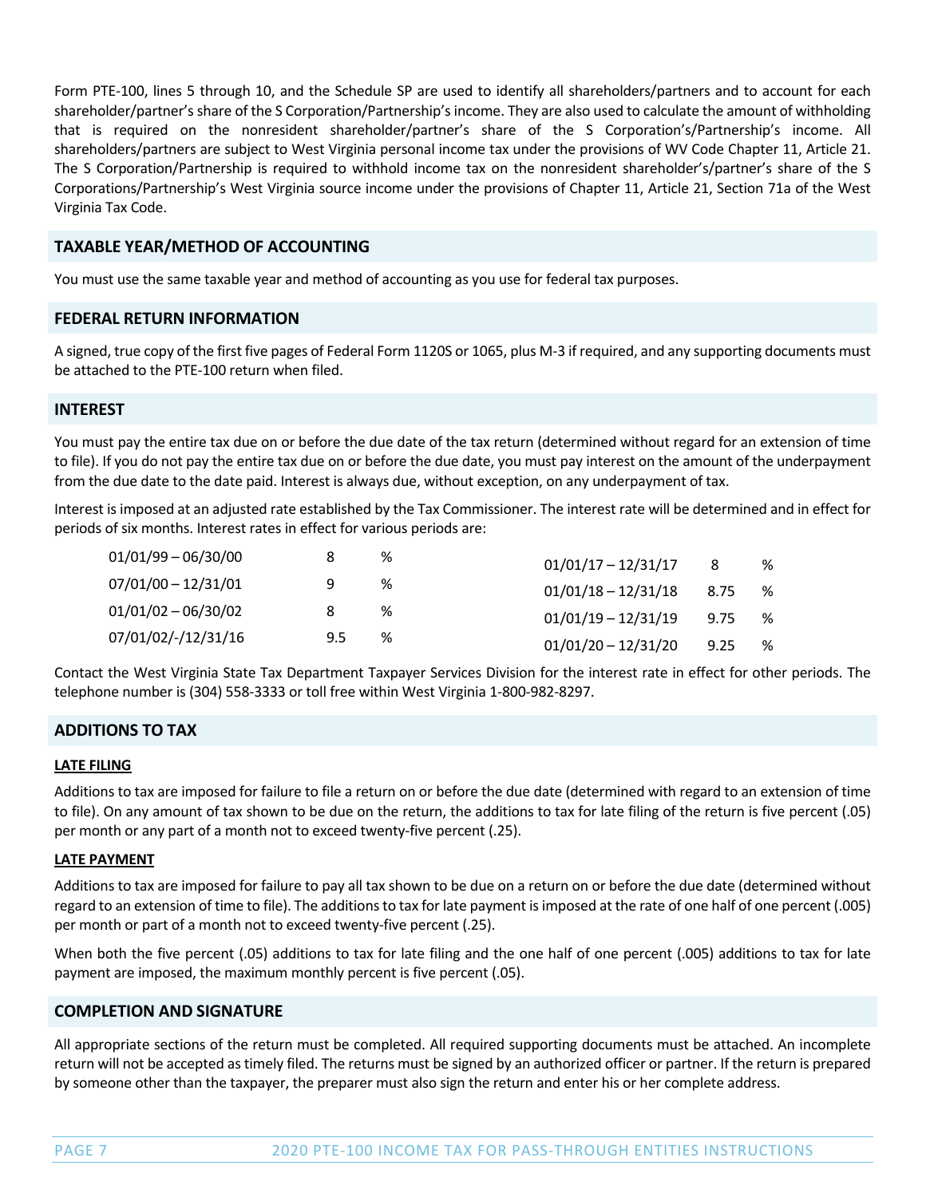Form PTE-100, lines 5 through 10, and the Schedule SP are used to identify all shareholders/partners and to account for each shareholder/partner's share of the S Corporation/Partnership's income. They are also used to calculate the amount of withholding that is required on the nonresident shareholder/partner's share of the S Corporation's/Partnership's income. All shareholders/partners are subject to West Virginia personal income tax under the provisions of WV Code Chapter 11, Article 21. The S Corporation/Partnership is required to withhold income tax on the nonresident shareholder's/partner's share of the S Corporations/Partnership's West Virginia source income under the provisions of Chapter 11, Article 21, Section 71a of the West Virginia Tax Code.

## TAXABLE YEAR/METHOD OF ACCOUNTING

You must use the same taxable year and method of accounting as you use for federal tax purposes.

## FEDERAL RETURN INFORMATION

A signed, true copy of the first five pages of Federal Form 1120S or 1065, plus M-3 if required, and any supporting documents must be attached to the PTE-100 return when filed.

## INTEREST

You must pay the entire tax due on or before the due date of the tax return (determined without regard for an extension of time to file). If you do not pay the entire tax due on or before the due date, you must pay interest on the amount of the underpayment from the due date to the date paid. Interest is always due, without exception, on any underpayment of tax.

Interest is imposed at an adjusted rate established by the Tax Commissioner. The interest rate will be determined and in effect for periods of six months. Interest rates in effect for various periods are:

| Period | Rate | Period | Rate |
|---|---|---|---|
| 01/01/99 – 06/30/00 | 8 % | 01/01/17 – 12/31/17 | 8 % |
| 07/01/00 – 12/31/01 | 9 % | 01/01/18 – 12/31/18 | 8.75 % |
| 01/01/02 – 06/30/02 | 8 % | 01/01/19 – 12/31/19 | 9.75 % |
| 07/01/02/-/12/31/16 | 9.5 % | 01/01/20 – 12/31/20 | 9.25 % |

Contact the West Virginia State Tax Department Taxpayer Services Division for the interest rate in effect for other periods. The telephone number is (304) 558-3333 or toll free within West Virginia 1-800-982-8297.

## ADDITIONS TO TAX

### LATE FILING

Additions to tax are imposed for failure to file a return on or before the due date (determined with regard to an extension of time to file). On any amount of tax shown to be due on the return, the additions to tax for late filing of the return is five percent (.05) per month or any part of a month not to exceed twenty-five percent (.25).

### LATE PAYMENT

Additions to tax are imposed for failure to pay all tax shown to be due on a return on or before the due date (determined without regard to an extension of time to file). The additions to tax for late payment is imposed at the rate of one half of one percent (.005) per month or part of a month not to exceed twenty-five percent (.25).

When both the five percent (.05) additions to tax for late filing and the one half of one percent (.005) additions to tax for late payment are imposed, the maximum monthly percent is five percent (.05).

## COMPLETION AND SIGNATURE

All appropriate sections of the return must be completed. All required supporting documents must be attached. An incomplete return will not be accepted as timely filed. The returns must be signed by an authorized officer or partner. If the return is prepared by someone other than the taxpayer, the preparer must also sign the return and enter his or her complete address.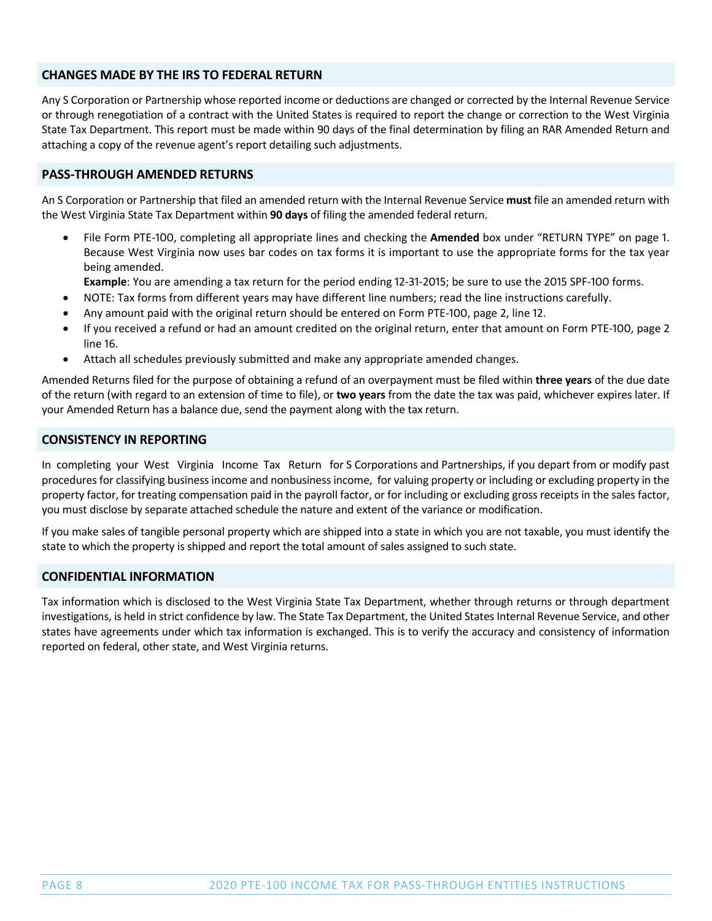## CHANGES MADE BY THE IRS TO FEDERAL RETURN

Any S Corporation or Partnership whose reported income or deductions are changed or corrected by the Internal Revenue Service or through renegotiation of a contract with the United States is required to report the change or correction to the West Virginia State Tax Department. This report must be made within 90 days of the final determination by filing an RAR Amended Return and attaching a copy of the revenue agent's report detailing such adjustments.

## PASS-THROUGH AMENDED RETURNS

An S Corporation or Partnership that filed an amended return with the Internal Revenue Service **must** file an amended return with the West Virginia State Tax Department within **90 days** of filing the amended federal return.

- File Form PTE-100, completing all appropriate lines and checking the **Amended** box under "RETURN TYPE" on page 1. Because West Virginia now uses bar codes on tax forms it is important to use the appropriate forms for the tax year being amended.
  **Example**: You are amending a tax return for the period ending 12-31-2015; be sure to use the 2015 SPF-100 forms.
- NOTE: Tax forms from different years may have different line numbers; read the line instructions carefully.
- Any amount paid with the original return should be entered on Form PTE-100, page 2, line 12.
- If you received a refund or had an amount credited on the original return, enter that amount on Form PTE-100, page 2 line 16.
- Attach all schedules previously submitted and make any appropriate amended changes.

Amended Returns filed for the purpose of obtaining a refund of an overpayment must be filed within **three years** of the due date of the return (with regard to an extension of time to file), or **two years** from the date the tax was paid, whichever expires later. If your Amended Return has a balance due, send the payment along with the tax return.

## CONSISTENCY IN REPORTING

In completing your West Virginia Income Tax Return for S Corporations and Partnerships, if you depart from or modify past procedures for classifying business income and nonbusiness income, for valuing property or including or excluding property in the property factor, for treating compensation paid in the payroll factor, or for including or excluding gross receipts in the sales factor, you must disclose by separate attached schedule the nature and extent of the variance or modification.

If you make sales of tangible personal property which are shipped into a state in which you are not taxable, you must identify the state to which the property is shipped and report the total amount of sales assigned to such state.

## CONFIDENTIAL INFORMATION

Tax information which is disclosed to the West Virginia State Tax Department, whether through returns or through department investigations, is held in strict confidence by law. The State Tax Department, the United States Internal Revenue Service, and other states have agreements under which tax information is exchanged. This is to verify the accuracy and consistency of information reported on federal, other state, and West Virginia returns.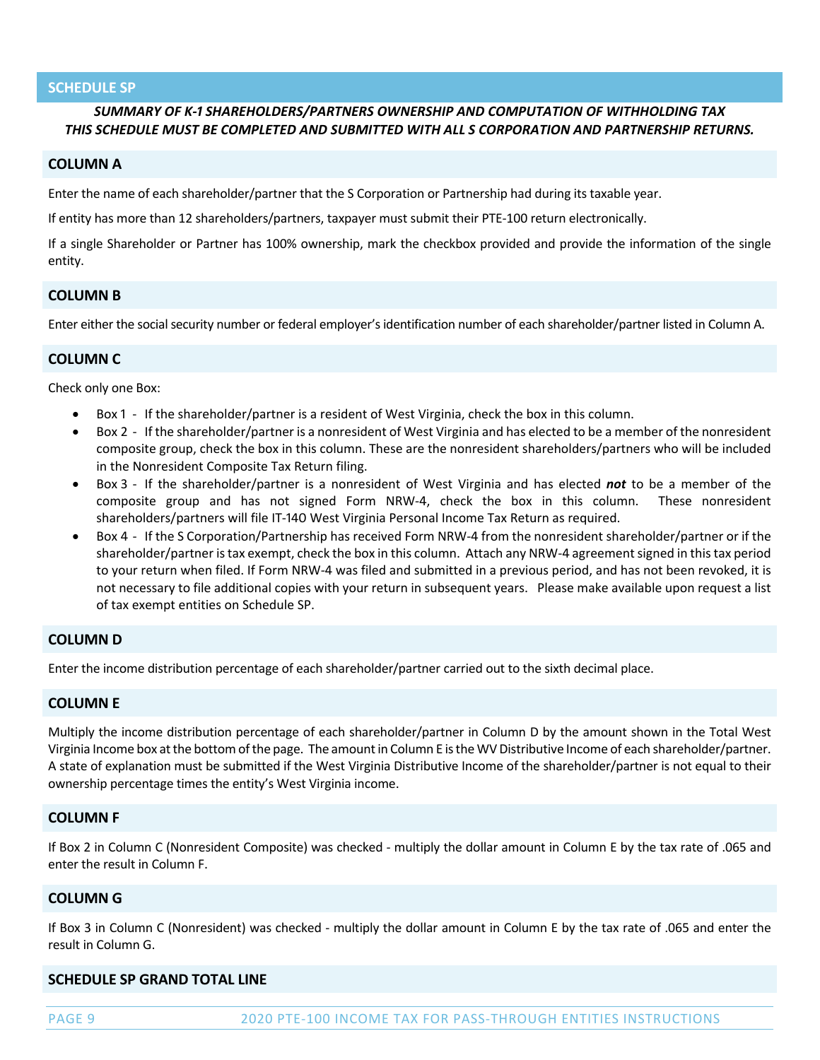## SCHEDULE SP

***SUMMARY OF K-1 SHAREHOLDERS/PARTNERS OWNERSHIP AND COMPUTATION OF WITHHOLDING TAX***
***THIS SCHEDULE MUST BE COMPLETED AND SUBMITTED WITH ALL S CORPORATION AND PARTNERSHIP RETURNS.***

### COLUMN A

Enter the name of each shareholder/partner that the S Corporation or Partnership had during its taxable year.

If entity has more than 12 shareholders/partners, taxpayer must submit their PTE-100 return electronically.

If a single Shareholder or Partner has 100% ownership, mark the checkbox provided and provide the information of the single entity.

### COLUMN B

Enter either the social security number or federal employer's identification number of each shareholder/partner listed in Column A.

### COLUMN C

Check only one Box:

- Box 1 - If the shareholder/partner is a resident of West Virginia, check the box in this column.
- Box 2 - If the shareholder/partner is a nonresident of West Virginia and has elected to be a member of the nonresident composite group, check the box in this column. These are the nonresident shareholders/partners who will be included in the Nonresident Composite Tax Return filing.
- Box 3 - If the shareholder/partner is a nonresident of West Virginia and has elected ***not*** to be a member of the composite group and has not signed Form NRW-4, check the box in this column. These nonresident shareholders/partners will file IT-140 West Virginia Personal Income Tax Return as required.
- Box 4 - If the S Corporation/Partnership has received Form NRW-4 from the nonresident shareholder/partner or if the shareholder/partner is tax exempt, check the box in this column. Attach any NRW-4 agreement signed in this tax period to your return when filed. If Form NRW-4 was filed and submitted in a previous period, and has not been revoked, it is not necessary to file additional copies with your return in subsequent years. Please make available upon request a list of tax exempt entities on Schedule SP.

### COLUMN D

Enter the income distribution percentage of each shareholder/partner carried out to the sixth decimal place.

### COLUMN E

Multiply the income distribution percentage of each shareholder/partner in Column D by the amount shown in the Total West Virginia Income box at the bottom of the page. The amount in Column E is the WV Distributive Income of each shareholder/partner. A state of explanation must be submitted if the West Virginia Distributive Income of the shareholder/partner is not equal to their ownership percentage times the entity's West Virginia income.

### COLUMN F

If Box 2 in Column C (Nonresident Composite) was checked - multiply the dollar amount in Column E by the tax rate of .065 and enter the result in Column F.

### COLUMN G

If Box 3 in Column C (Nonresident) was checked - multiply the dollar amount in Column E by the tax rate of .065 and enter the result in Column G.

### SCHEDULE SP GRAND TOTAL LINE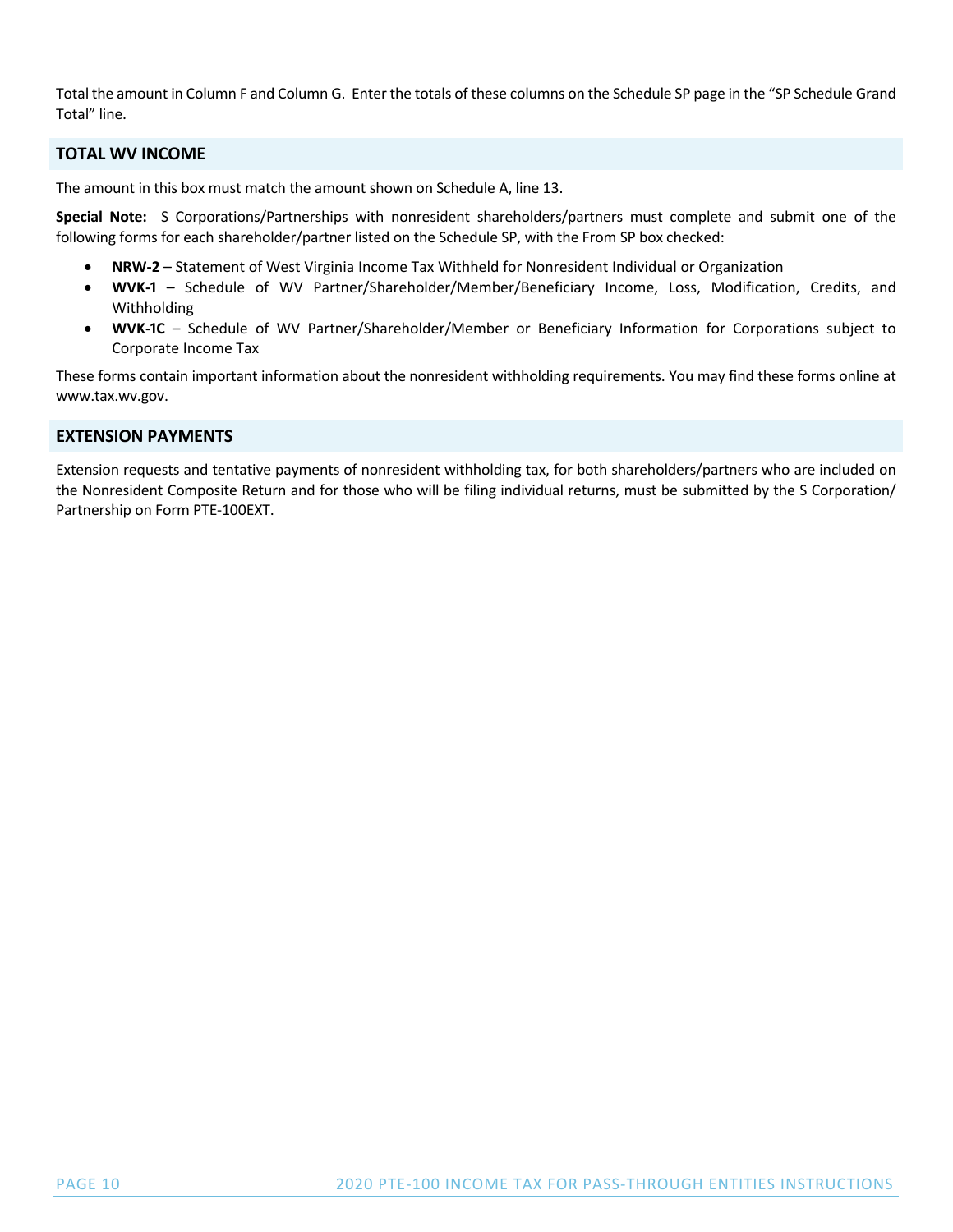Total the amount in Column F and Column G. Enter the totals of these columns on the Schedule SP page in the "SP Schedule Grand Total" line.

## TOTAL WV INCOME

The amount in this box must match the amount shown on Schedule A, line 13.

**Special Note:** S Corporations/Partnerships with nonresident shareholders/partners must complete and submit one of the following forms for each shareholder/partner listed on the Schedule SP, with the From SP box checked:

- **NRW-2** – Statement of West Virginia Income Tax Withheld for Nonresident Individual or Organization
- **WVK-1** – Schedule of WV Partner/Shareholder/Member/Beneficiary Income, Loss, Modification, Credits, and Withholding
- **WVK-1C** – Schedule of WV Partner/Shareholder/Member or Beneficiary Information for Corporations subject to Corporate Income Tax

These forms contain important information about the nonresident withholding requirements. You may find these forms online at www.tax.wv.gov.

## EXTENSION PAYMENTS

Extension requests and tentative payments of nonresident withholding tax, for both shareholders/partners who are included on the Nonresident Composite Return and for those who will be filing individual returns, must be submitted by the S Corporation/ Partnership on Form PTE-100EXT.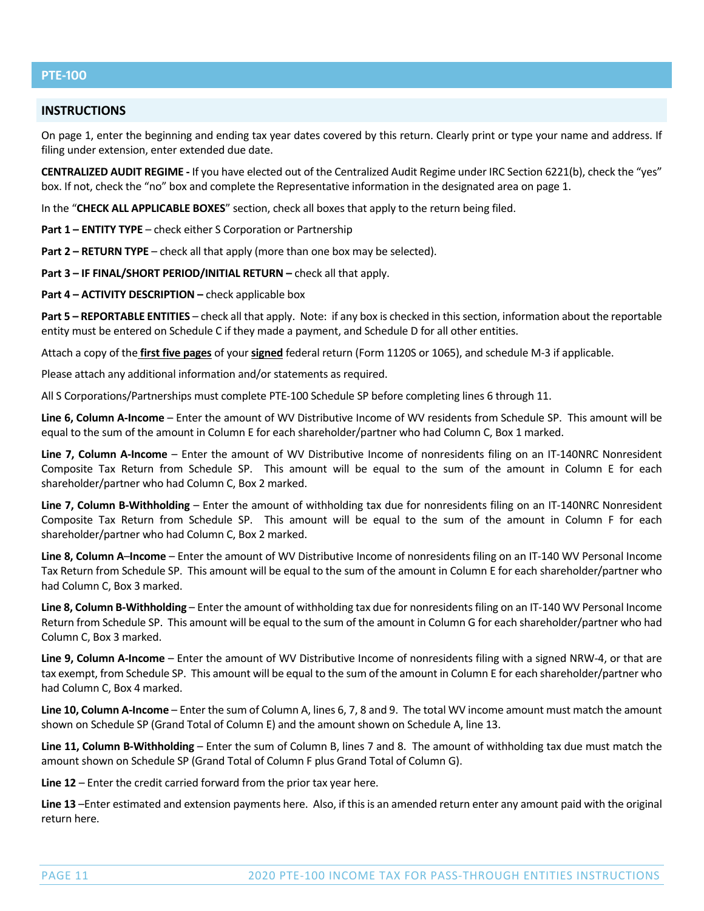## PTE-100

### INSTRUCTIONS

On page 1, enter the beginning and ending tax year dates covered by this return. Clearly print or type your name and address. If filing under extension, enter extended due date.

**CENTRALIZED AUDIT REGIME -** If you have elected out of the Centralized Audit Regime under IRC Section 6221(b), check the "yes" box. If not, check the "no" box and complete the Representative information in the designated area on page 1.

In the "**CHECK ALL APPLICABLE BOXES**" section, check all boxes that apply to the return being filed.

**Part 1 – ENTITY TYPE** – check either S Corporation or Partnership

**Part 2 – RETURN TYPE** – check all that apply (more than one box may be selected).

**Part 3 – IF FINAL/SHORT PERIOD/INITIAL RETURN –** check all that apply.

**Part 4 – ACTIVITY DESCRIPTION –** check applicable box

**Part 5 – REPORTABLE ENTITIES** – check all that apply. Note: if any box is checked in this section, information about the reportable entity must be entered on Schedule C if they made a payment, and Schedule D for all other entities.

Attach a copy of the **first five pages** of your **signed** federal return (Form 1120S or 1065), and schedule M-3 if applicable.

Please attach any additional information and/or statements as required.

All S Corporations/Partnerships must complete PTE-100 Schedule SP before completing lines 6 through 11.

**Line 6, Column A-Income** – Enter the amount of WV Distributive Income of WV residents from Schedule SP. This amount will be equal to the sum of the amount in Column E for each shareholder/partner who had Column C, Box 1 marked.

**Line 7, Column A-Income** – Enter the amount of WV Distributive Income of nonresidents filing on an IT-140NRC Nonresident Composite Tax Return from Schedule SP. This amount will be equal to the sum of the amount in Column E for each shareholder/partner who had Column C, Box 2 marked.

**Line 7, Column B-Withholding** – Enter the amount of withholding tax due for nonresidents filing on an IT-140NRC Nonresident Composite Tax Return from Schedule SP. This amount will be equal to the sum of the amount in Column F for each shareholder/partner who had Column C, Box 2 marked.

**Line 8, Column A–Income** – Enter the amount of WV Distributive Income of nonresidents filing on an IT-140 WV Personal Income Tax Return from Schedule SP. This amount will be equal to the sum of the amount in Column E for each shareholder/partner who had Column C, Box 3 marked.

**Line 8, Column B-Withholding** – Enter the amount of withholding tax due for nonresidents filing on an IT-140 WV Personal Income Return from Schedule SP. This amount will be equal to the sum of the amount in Column G for each shareholder/partner who had Column C, Box 3 marked.

**Line 9, Column A-Income** – Enter the amount of WV Distributive Income of nonresidents filing with a signed NRW-4, or that are tax exempt, from Schedule SP. This amount will be equal to the sum of the amount in Column E for each shareholder/partner who had Column C, Box 4 marked.

**Line 10, Column A-Income** – Enter the sum of Column A, lines 6, 7, 8 and 9. The total WV income amount must match the amount shown on Schedule SP (Grand Total of Column E) and the amount shown on Schedule A, line 13.

**Line 11, Column B-Withholding** – Enter the sum of Column B, lines 7 and 8. The amount of withholding tax due must match the amount shown on Schedule SP (Grand Total of Column F plus Grand Total of Column G).

**Line 12** – Enter the credit carried forward from the prior tax year here.

**Line 13** –Enter estimated and extension payments here. Also, if this is an amended return enter any amount paid with the original return here.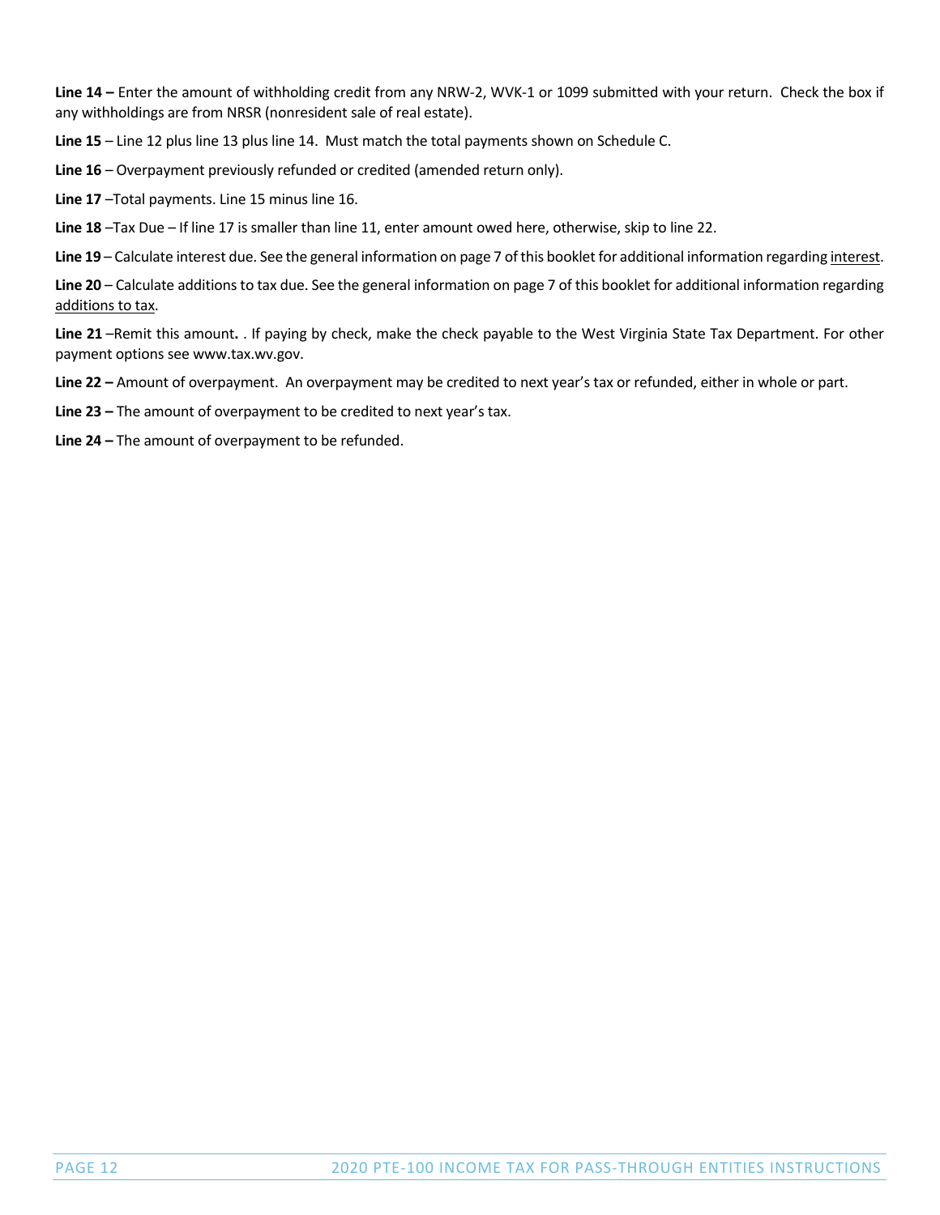**Line 14 –** Enter the amount of withholding credit from any NRW-2, WVK-1 or 1099 submitted with your return. Check the box if any withholdings are from NRSR (nonresident sale of real estate).

**Line 15** – Line 12 plus line 13 plus line 14. Must match the total payments shown on Schedule C.

**Line 16** – Overpayment previously refunded or credited (amended return only).

**Line 17** –Total payments. Line 15 minus line 16.

**Line 18** –Tax Due – If line 17 is smaller than line 11, enter amount owed here, otherwise, skip to line 22.

**Line 19** – Calculate interest due. See the general information on page 7 of this booklet for additional information regarding interest.

**Line 20** – Calculate additions to tax due. See the general information on page 7 of this booklet for additional information regarding additions to tax.

**Line 21** –Remit this amount**.** . If paying by check, make the check payable to the West Virginia State Tax Department. For other payment options see www.tax.wv.gov.

**Line 22 –** Amount of overpayment. An overpayment may be credited to next year's tax or refunded, either in whole or part.

**Line 23 –** The amount of overpayment to be credited to next year's tax.

**Line 24 –** The amount of overpayment to be refunded.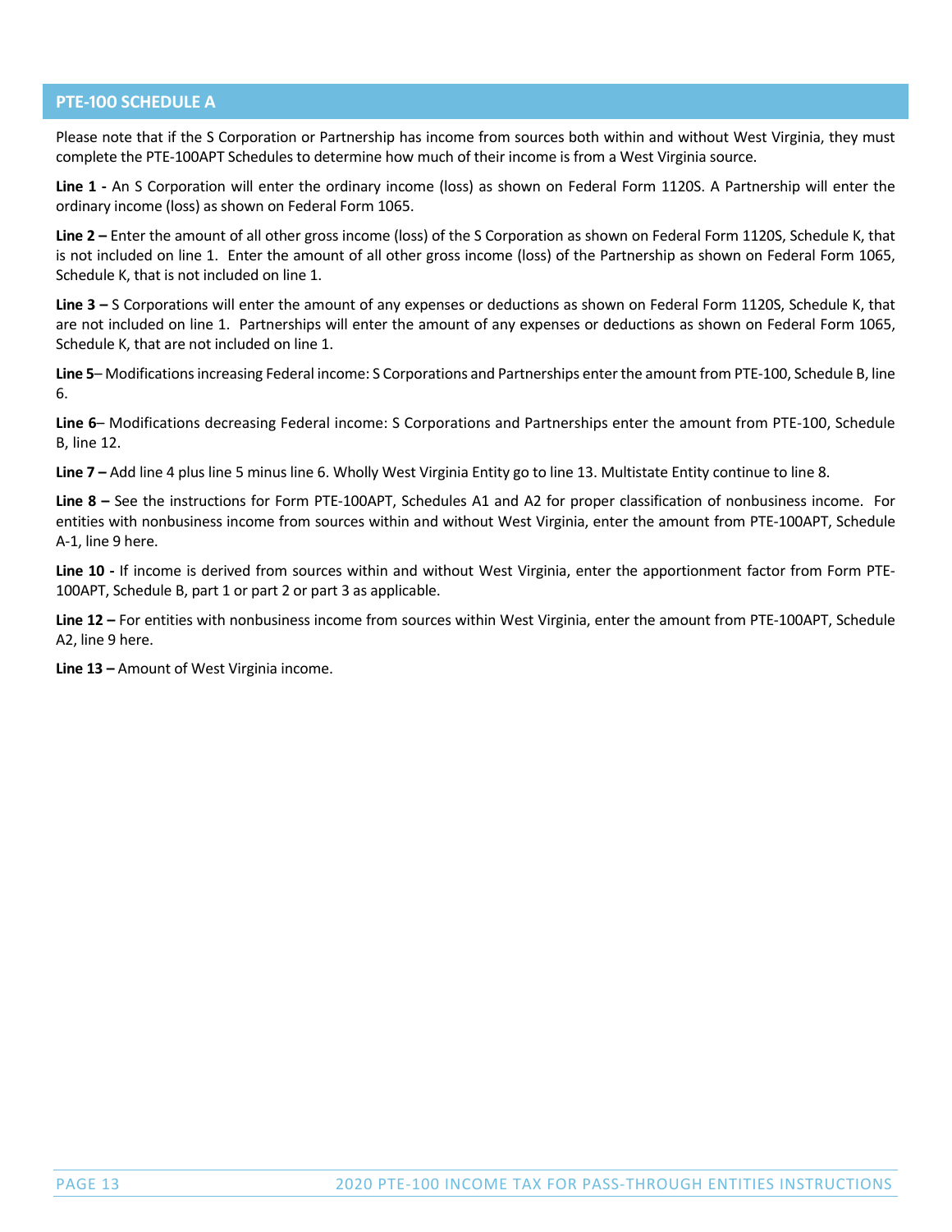## PTE-100 SCHEDULE A

Please note that if the S Corporation or Partnership has income from sources both within and without West Virginia, they must complete the PTE-100APT Schedules to determine how much of their income is from a West Virginia source.

**Line 1 -** An S Corporation will enter the ordinary income (loss) as shown on Federal Form 1120S. A Partnership will enter the ordinary income (loss) as shown on Federal Form 1065.

**Line 2 –** Enter the amount of all other gross income (loss) of the S Corporation as shown on Federal Form 1120S, Schedule K, that is not included on line 1. Enter the amount of all other gross income (loss) of the Partnership as shown on Federal Form 1065, Schedule K, that is not included on line 1.

**Line 3 –** S Corporations will enter the amount of any expenses or deductions as shown on Federal Form 1120S, Schedule K, that are not included on line 1. Partnerships will enter the amount of any expenses or deductions as shown on Federal Form 1065, Schedule K, that are not included on line 1.

**Line 5**– Modifications increasing Federal income: S Corporations and Partnerships enter the amount from PTE-100, Schedule B, line 6.

**Line 6**– Modifications decreasing Federal income: S Corporations and Partnerships enter the amount from PTE-100, Schedule B, line 12.

**Line 7 –** Add line 4 plus line 5 minus line 6. Wholly West Virginia Entity go to line 13. Multistate Entity continue to line 8.

**Line 8 –** See the instructions for Form PTE-100APT, Schedules A1 and A2 for proper classification of nonbusiness income. For entities with nonbusiness income from sources within and without West Virginia, enter the amount from PTE-100APT, Schedule A-1, line 9 here.

**Line 10 -** If income is derived from sources within and without West Virginia, enter the apportionment factor from Form PTE-100APT, Schedule B, part 1 or part 2 or part 3 as applicable.

**Line 12 –** For entities with nonbusiness income from sources within West Virginia, enter the amount from PTE-100APT, Schedule A2, line 9 here.

**Line 13 –** Amount of West Virginia income.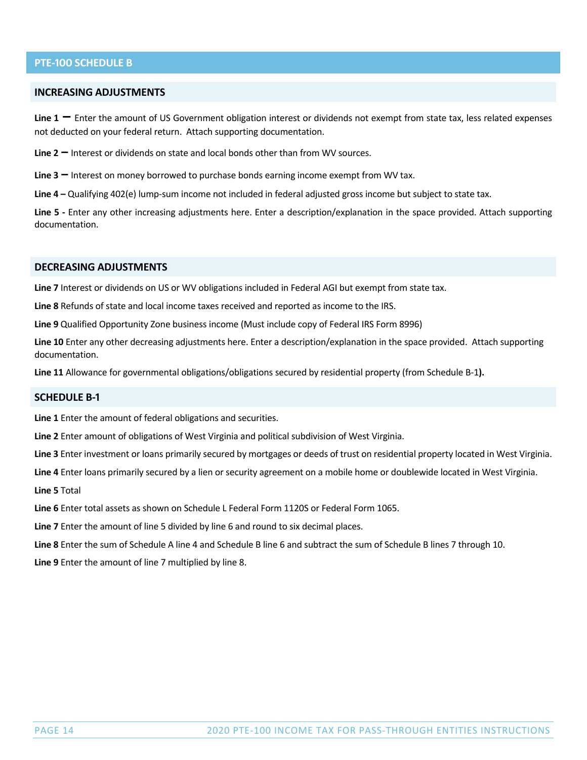## PTE-100 SCHEDULE B

### INCREASING ADJUSTMENTS

**Line 1 –** Enter the amount of US Government obligation interest or dividends not exempt from state tax, less related expenses not deducted on your federal return. Attach supporting documentation.

**Line 2 –** Interest or dividends on state and local bonds other than from WV sources.

**Line 3 –** Interest on money borrowed to purchase bonds earning income exempt from WV tax.

**Line 4 –** Qualifying 402(e) lump-sum income not included in federal adjusted gross income but subject to state tax.

**Line 5 -** Enter any other increasing adjustments here. Enter a description/explanation in the space provided. Attach supporting documentation.

### DECREASING ADJUSTMENTS

**Line 7** Interest or dividends on US or WV obligations included in Federal AGI but exempt from state tax.

**Line 8** Refunds of state and local income taxes received and reported as income to the IRS.

**Line 9** Qualified Opportunity Zone business income (Must include copy of Federal IRS Form 8996)

**Line 10** Enter any other decreasing adjustments here. Enter a description/explanation in the space provided. Attach supporting documentation.

**Line 11** Allowance for governmental obligations/obligations secured by residential property (from Schedule B-1**).**

### SCHEDULE B-1

**Line 1** Enter the amount of federal obligations and securities.

**Line 2** Enter amount of obligations of West Virginia and political subdivision of West Virginia.

**Line 3** Enter investment or loans primarily secured by mortgages or deeds of trust on residential property located in West Virginia.

**Line 4** Enter loans primarily secured by a lien or security agreement on a mobile home or doublewide located in West Virginia.

**Line 5** Total

**Line 6** Enter total assets as shown on Schedule L Federal Form 1120S or Federal Form 1065.

**Line 7** Enter the amount of line 5 divided by line 6 and round to six decimal places.

**Line 8** Enter the sum of Schedule A line 4 and Schedule B line 6 and subtract the sum of Schedule B lines 7 through 10.

**Line 9** Enter the amount of line 7 multiplied by line 8.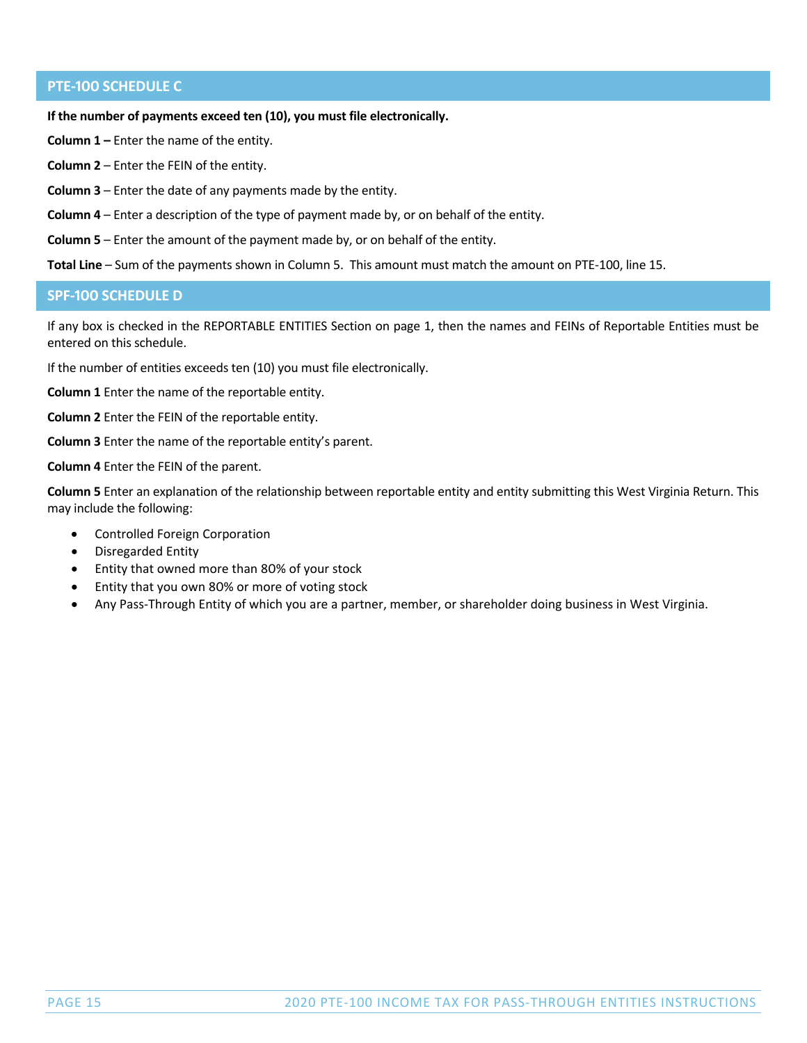## PTE-100 SCHEDULE C

**If the number of payments exceed ten (10), you must file electronically.**

**Column 1 –** Enter the name of the entity.

**Column 2** – Enter the FEIN of the entity.

**Column 3** – Enter the date of any payments made by the entity.

**Column 4** – Enter a description of the type of payment made by, or on behalf of the entity.

**Column 5** – Enter the amount of the payment made by, or on behalf of the entity.

**Total Line** – Sum of the payments shown in Column 5. This amount must match the amount on PTE-100, line 15.

## SPF-100 SCHEDULE D

If any box is checked in the REPORTABLE ENTITIES Section on page 1, then the names and FEINs of Reportable Entities must be entered on this schedule.

If the number of entities exceeds ten (10) you must file electronically.

**Column 1** Enter the name of the reportable entity.

**Column 2** Enter the FEIN of the reportable entity.

**Column 3** Enter the name of the reportable entity's parent.

**Column 4** Enter the FEIN of the parent.

**Column 5** Enter an explanation of the relationship between reportable entity and entity submitting this West Virginia Return. This may include the following:

- Controlled Foreign Corporation
- Disregarded Entity
- Entity that owned more than 80% of your stock
- Entity that you own 80% or more of voting stock
- Any Pass-Through Entity of which you are a partner, member, or shareholder doing business in West Virginia.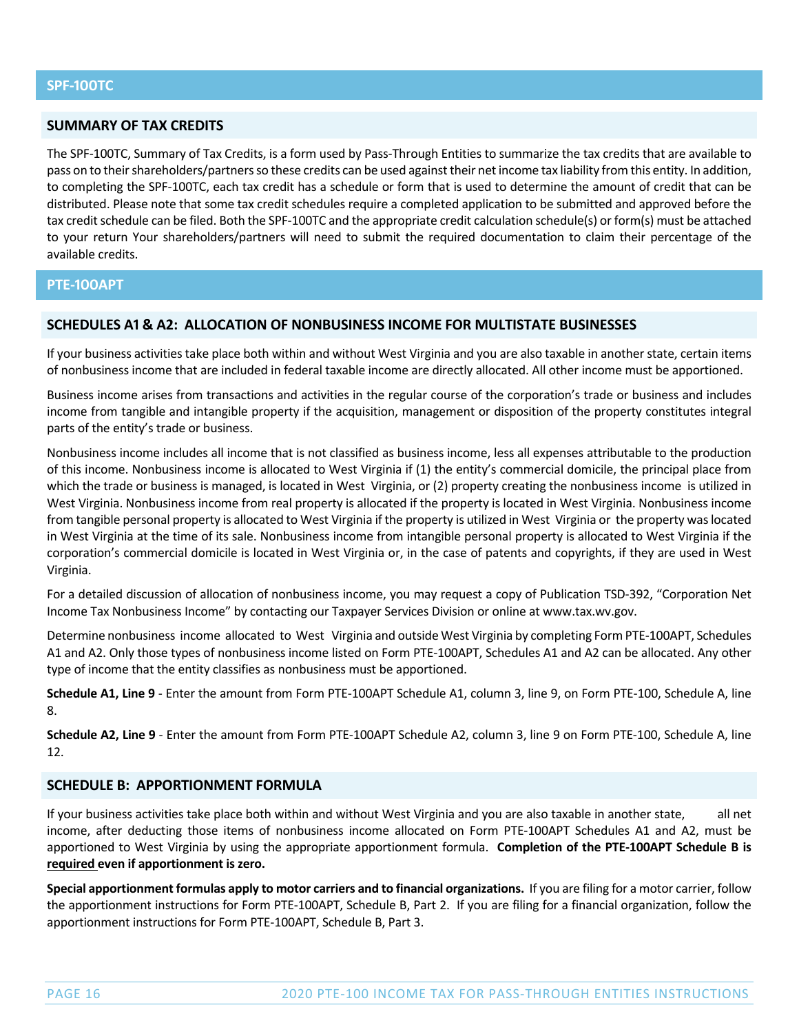## SPF-100TC

### SUMMARY OF TAX CREDITS

The SPF-100TC, Summary of Tax Credits, is a form used by Pass-Through Entities to summarize the tax credits that are available to pass on to their shareholders/partners so these credits can be used against their net income tax liability from this entity. In addition, to completing the SPF-100TC, each tax credit has a schedule or form that is used to determine the amount of credit that can be distributed. Please note that some tax credit schedules require a completed application to be submitted and approved before the tax credit schedule can be filed. Both the SPF-100TC and the appropriate credit calculation schedule(s) or form(s) must be attached to your return Your shareholders/partners will need to submit the required documentation to claim their percentage of the available credits.

## PTE-100APT

### SCHEDULES A1 & A2: ALLOCATION OF NONBUSINESS INCOME FOR MULTISTATE BUSINESSES

If your business activities take place both within and without West Virginia and you are also taxable in another state, certain items of nonbusiness income that are included in federal taxable income are directly allocated. All other income must be apportioned.

Business income arises from transactions and activities in the regular course of the corporation's trade or business and includes income from tangible and intangible property if the acquisition, management or disposition of the property constitutes integral parts of the entity's trade or business.

Nonbusiness income includes all income that is not classified as business income, less all expenses attributable to the production of this income. Nonbusiness income is allocated to West Virginia if (1) the entity's commercial domicile, the principal place from which the trade or business is managed, is located in West Virginia, or (2) property creating the nonbusiness income is utilized in West Virginia. Nonbusiness income from real property is allocated if the property is located in West Virginia. Nonbusiness income from tangible personal property is allocated to West Virginia if the property is utilized in West Virginia or the property was located in West Virginia at the time of its sale. Nonbusiness income from intangible personal property is allocated to West Virginia if the corporation's commercial domicile is located in West Virginia or, in the case of patents and copyrights, if they are used in West Virginia.

For a detailed discussion of allocation of nonbusiness income, you may request a copy of Publication TSD-392, "Corporation Net Income Tax Nonbusiness Income" by contacting our Taxpayer Services Division or online at www.tax.wv.gov.

Determine nonbusiness income allocated to West Virginia and outside West Virginia by completing Form PTE-100APT, Schedules A1 and A2. Only those types of nonbusiness income listed on Form PTE-100APT, Schedules A1 and A2 can be allocated. Any other type of income that the entity classifies as nonbusiness must be apportioned.

**Schedule A1, Line 9** - Enter the amount from Form PTE-100APT Schedule A1, column 3, line 9, on Form PTE-100, Schedule A, line 8.

**Schedule A2, Line 9** - Enter the amount from Form PTE-100APT Schedule A2, column 3, line 9 on Form PTE-100, Schedule A, line 12.

### SCHEDULE B: APPORTIONMENT FORMULA

If your business activities take place both within and without West Virginia and you are also taxable in another state, all net income, after deducting those items of nonbusiness income allocated on Form PTE-100APT Schedules A1 and A2, must be apportioned to West Virginia by using the appropriate apportionment formula. **Completion of the PTE-100APT Schedule B is required even if apportionment is zero.**

**Special apportionment formulas apply to motor carriers and to financial organizations.** If you are filing for a motor carrier, follow the apportionment instructions for Form PTE-100APT, Schedule B, Part 2. If you are filing for a financial organization, follow the apportionment instructions for Form PTE-100APT, Schedule B, Part 3.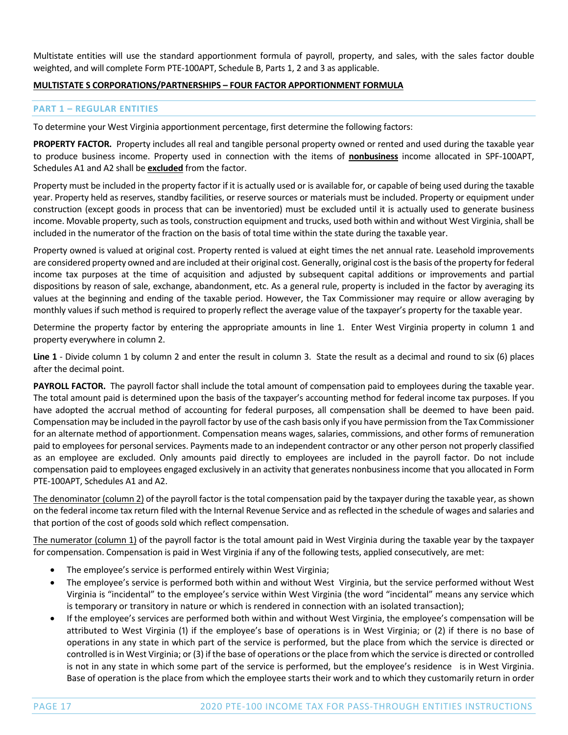Multistate entities will use the standard apportionment formula of payroll, property, and sales, with the sales factor double weighted, and will complete Form PTE-100APT, Schedule B, Parts 1, 2 and 3 as applicable.

**MULTISTATE S CORPORATIONS/PARTNERSHIPS – FOUR FACTOR APPORTIONMENT FORMULA**

## PART 1 – REGULAR ENTITIES

To determine your West Virginia apportionment percentage, first determine the following factors:

**PROPERTY FACTOR.** Property includes all real and tangible personal property owned or rented and used during the taxable year to produce business income. Property used in connection with the items of **nonbusiness** income allocated in SPF-100APT, Schedules A1 and A2 shall be **excluded** from the factor.

Property must be included in the property factor if it is actually used or is available for, or capable of being used during the taxable year. Property held as reserves, standby facilities, or reserve sources or materials must be included. Property or equipment under construction (except goods in process that can be inventoried) must be excluded until it is actually used to generate business income. Movable property, such as tools, construction equipment and trucks, used both within and without West Virginia, shall be included in the numerator of the fraction on the basis of total time within the state during the taxable year.

Property owned is valued at original cost. Property rented is valued at eight times the net annual rate. Leasehold improvements are considered property owned and are included at their original cost. Generally, original cost is the basis of the property for federal income tax purposes at the time of acquisition and adjusted by subsequent capital additions or improvements and partial dispositions by reason of sale, exchange, abandonment, etc. As a general rule, property is included in the factor by averaging its values at the beginning and ending of the taxable period. However, the Tax Commissioner may require or allow averaging by monthly values if such method is required to properly reflect the average value of the taxpayer's property for the taxable year.

Determine the property factor by entering the appropriate amounts in line 1. Enter West Virginia property in column 1 and property everywhere in column 2.

**Line 1** - Divide column 1 by column 2 and enter the result in column 3. State the result as a decimal and round to six (6) places after the decimal point.

**PAYROLL FACTOR.** The payroll factor shall include the total amount of compensation paid to employees during the taxable year. The total amount paid is determined upon the basis of the taxpayer's accounting method for federal income tax purposes. If you have adopted the accrual method of accounting for federal purposes, all compensation shall be deemed to have been paid. Compensation may be included in the payroll factor by use of the cash basis only if you have permission from the Tax Commissioner for an alternate method of apportionment. Compensation means wages, salaries, commissions, and other forms of remuneration paid to employees for personal services. Payments made to an independent contractor or any other person not properly classified as an employee are excluded. Only amounts paid directly to employees are included in the payroll factor. Do not include compensation paid to employees engaged exclusively in an activity that generates nonbusiness income that you allocated in Form PTE-100APT, Schedules A1 and A2.

The denominator (column 2) of the payroll factor is the total compensation paid by the taxpayer during the taxable year, as shown on the federal income tax return filed with the Internal Revenue Service and as reflected in the schedule of wages and salaries and that portion of the cost of goods sold which reflect compensation.

The numerator (column 1) of the payroll factor is the total amount paid in West Virginia during the taxable year by the taxpayer for compensation. Compensation is paid in West Virginia if any of the following tests, applied consecutively, are met:

- The employee's service is performed entirely within West Virginia;
- The employee's service is performed both within and without West Virginia, but the service performed without West Virginia is "incidental" to the employee's service within West Virginia (the word "incidental" means any service which is temporary or transitory in nature or which is rendered in connection with an isolated transaction);
- If the employee's services are performed both within and without West Virginia, the employee's compensation will be attributed to West Virginia (1) if the employee's base of operations is in West Virginia; or (2) if there is no base of operations in any state in which part of the service is performed, but the place from which the service is directed or controlled is in West Virginia; or (3) if the base of operations or the place from which the service is directed or controlled is not in any state in which some part of the service is performed, but the employee's residence is in West Virginia. Base of operation is the place from which the employee starts their work and to which they customarily return in order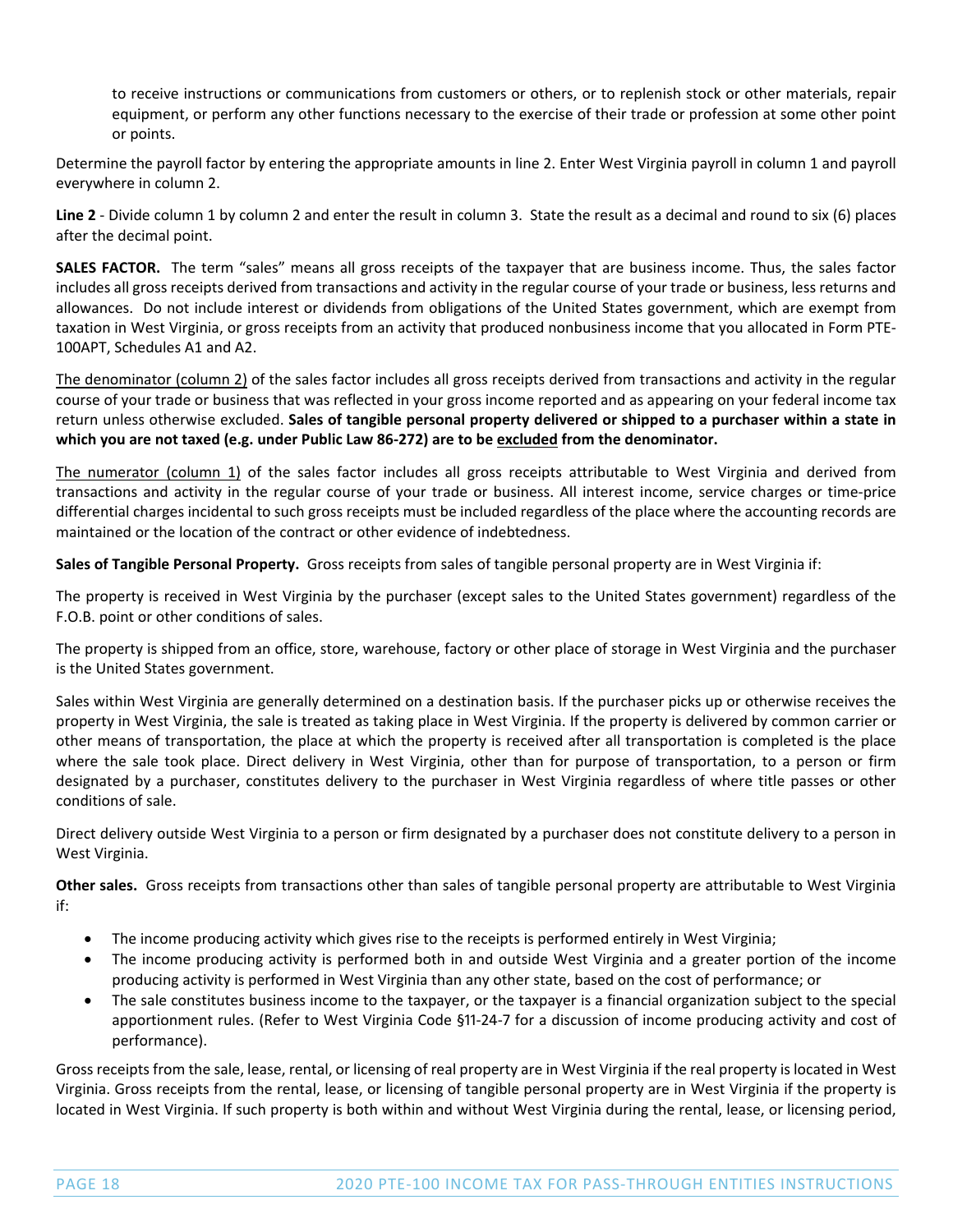to receive instructions or communications from customers or others, or to replenish stock or other materials, repair equipment, or perform any other functions necessary to the exercise of their trade or profession at some other point or points.

Determine the payroll factor by entering the appropriate amounts in line 2. Enter West Virginia payroll in column 1 and payroll everywhere in column 2.

**Line 2** - Divide column 1 by column 2 and enter the result in column 3. State the result as a decimal and round to six (6) places after the decimal point.

**SALES FACTOR.** The term "sales" means all gross receipts of the taxpayer that are business income. Thus, the sales factor includes all gross receipts derived from transactions and activity in the regular course of your trade or business, less returns and allowances. Do not include interest or dividends from obligations of the United States government, which are exempt from taxation in West Virginia, or gross receipts from an activity that produced nonbusiness income that you allocated in Form PTE-100APT, Schedules A1 and A2.

<u>The denominator (column 2)</u> of the sales factor includes all gross receipts derived from transactions and activity in the regular course of your trade or business that was reflected in your gross income reported and as appearing on your federal income tax return unless otherwise excluded. **Sales of tangible personal property delivered or shipped to a purchaser within a state in which you are not taxed (e.g. under Public Law 86-272) are to be <u>excluded</u> from the denominator.**

<u>The numerator (column 1)</u> of the sales factor includes all gross receipts attributable to West Virginia and derived from transactions and activity in the regular course of your trade or business. All interest income, service charges or time-price differential charges incidental to such gross receipts must be included regardless of the place where the accounting records are maintained or the location of the contract or other evidence of indebtedness.

**Sales of Tangible Personal Property.** Gross receipts from sales of tangible personal property are in West Virginia if:

The property is received in West Virginia by the purchaser (except sales to the United States government) regardless of the F.O.B. point or other conditions of sales.

The property is shipped from an office, store, warehouse, factory or other place of storage in West Virginia and the purchaser is the United States government.

Sales within West Virginia are generally determined on a destination basis. If the purchaser picks up or otherwise receives the property in West Virginia, the sale is treated as taking place in West Virginia. If the property is delivered by common carrier or other means of transportation, the place at which the property is received after all transportation is completed is the place where the sale took place. Direct delivery in West Virginia, other than for purpose of transportation, to a person or firm designated by a purchaser, constitutes delivery to the purchaser in West Virginia regardless of where title passes or other conditions of sale.

Direct delivery outside West Virginia to a person or firm designated by a purchaser does not constitute delivery to a person in West Virginia.

**Other sales.** Gross receipts from transactions other than sales of tangible personal property are attributable to West Virginia if:

- The income producing activity which gives rise to the receipts is performed entirely in West Virginia;
- The income producing activity is performed both in and outside West Virginia and a greater portion of the income producing activity is performed in West Virginia than any other state, based on the cost of performance; or
- The sale constitutes business income to the taxpayer, or the taxpayer is a financial organization subject to the special apportionment rules. (Refer to West Virginia Code §11-24-7 for a discussion of income producing activity and cost of performance).

Gross receipts from the sale, lease, rental, or licensing of real property are in West Virginia if the real property is located in West Virginia. Gross receipts from the rental, lease, or licensing of tangible personal property are in West Virginia if the property is located in West Virginia. If such property is both within and without West Virginia during the rental, lease, or licensing period,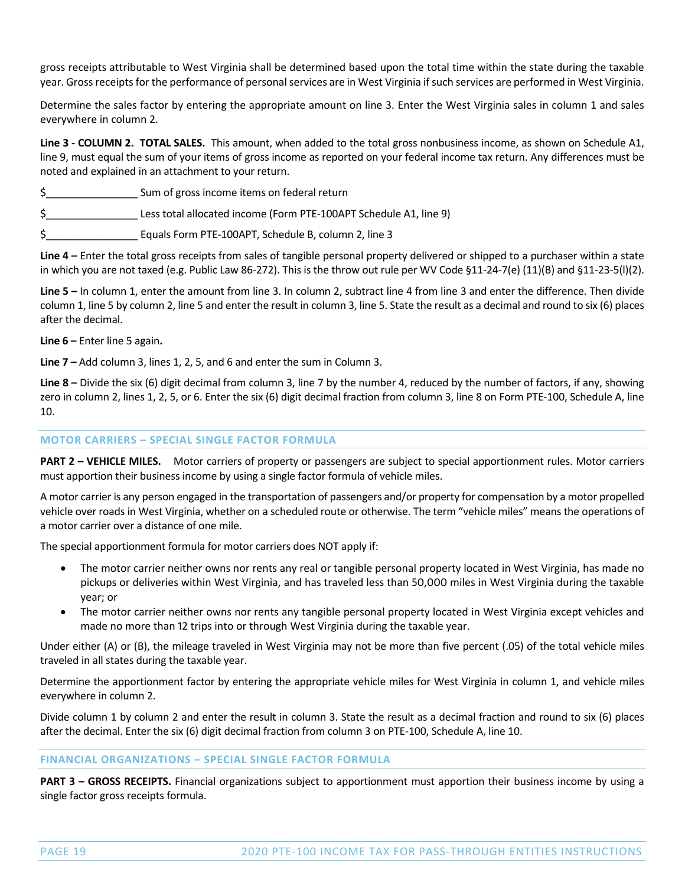gross receipts attributable to West Virginia shall be determined based upon the total time within the state during the taxable year. Gross receipts for the performance of personal services are in West Virginia if such services are performed in West Virginia.

Determine the sales factor by entering the appropriate amount on line 3. Enter the West Virginia sales in column 1 and sales everywhere in column 2.

**Line 3 - COLUMN 2. TOTAL SALES.** This amount, when added to the total gross nonbusiness income, as shown on Schedule A1, line 9, must equal the sum of your items of gross income as reported on your federal income tax return. Any differences must be noted and explained in an attachment to your return.

$________________ Sum of gross income items on federal return

$________________ Less total allocated income (Form PTE-100APT Schedule A1, line 9)

$________________ Equals Form PTE-100APT, Schedule B, column 2, line 3

**Line 4 –** Enter the total gross receipts from sales of tangible personal property delivered or shipped to a purchaser within a state in which you are not taxed (e.g. Public Law 86-272). This is the throw out rule per WV Code §11-24-7(e) (11)(B) and §11-23-5(l)(2).

**Line 5 –** In column 1, enter the amount from line 3. In column 2, subtract line 4 from line 3 and enter the difference. Then divide column 1, line 5 by column 2, line 5 and enter the result in column 3, line 5. State the result as a decimal and round to six (6) places after the decimal.

**Line 6 –** Enter line 5 again**.**

**Line 7 –** Add column 3, lines 1, 2, 5, and 6 and enter the sum in Column 3.

**Line 8 –** Divide the six (6) digit decimal from column 3, line 7 by the number 4, reduced by the number of factors, if any, showing zero in column 2, lines 1, 2, 5, or 6. Enter the six (6) digit decimal fraction from column 3, line 8 on Form PTE-100, Schedule A, line 10.

## MOTOR CARRIERS – SPECIAL SINGLE FACTOR FORMULA

**PART 2 – VEHICLE MILES.** Motor carriers of property or passengers are subject to special apportionment rules. Motor carriers must apportion their business income by using a single factor formula of vehicle miles.

A motor carrier is any person engaged in the transportation of passengers and/or property for compensation by a motor propelled vehicle over roads in West Virginia, whether on a scheduled route or otherwise. The term "vehicle miles" means the operations of a motor carrier over a distance of one mile.

The special apportionment formula for motor carriers does NOT apply if:

- The motor carrier neither owns nor rents any real or tangible personal property located in West Virginia, has made no pickups or deliveries within West Virginia, and has traveled less than 50,000 miles in West Virginia during the taxable year; or
- The motor carrier neither owns nor rents any tangible personal property located in West Virginia except vehicles and made no more than 12 trips into or through West Virginia during the taxable year.

Under either (A) or (B), the mileage traveled in West Virginia may not be more than five percent (.05) of the total vehicle miles traveled in all states during the taxable year.

Determine the apportionment factor by entering the appropriate vehicle miles for West Virginia in column 1, and vehicle miles everywhere in column 2.

Divide column 1 by column 2 and enter the result in column 3. State the result as a decimal fraction and round to six (6) places after the decimal. Enter the six (6) digit decimal fraction from column 3 on PTE-100, Schedule A, line 10.

## FINANCIAL ORGANIZATIONS – SPECIAL SINGLE FACTOR FORMULA

**PART 3 – GROSS RECEIPTS.** Financial organizations subject to apportionment must apportion their business income by using a single factor gross receipts formula.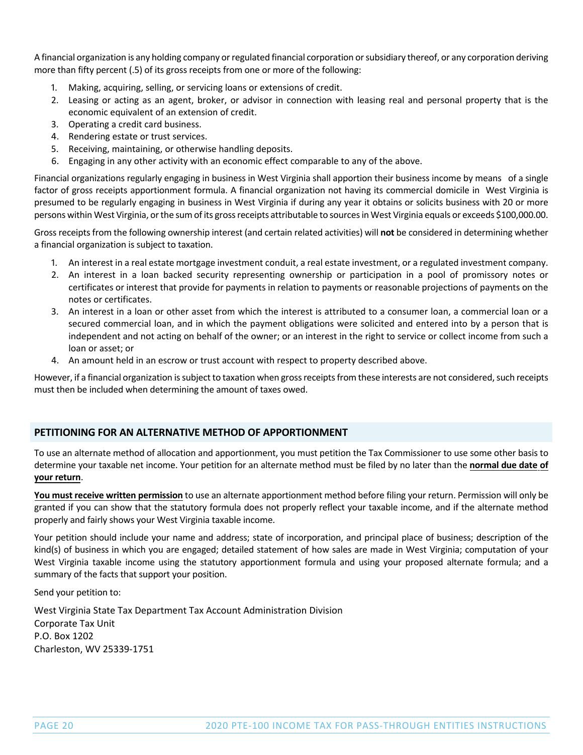A financial organization is any holding company or regulated financial corporation or subsidiary thereof, or any corporation deriving more than fifty percent (.5) of its gross receipts from one or more of the following:

1. Making, acquiring, selling, or servicing loans or extensions of credit.
2. Leasing or acting as an agent, broker, or advisor in connection with leasing real and personal property that is the economic equivalent of an extension of credit.
3. Operating a credit card business.
4. Rendering estate or trust services.
5. Receiving, maintaining, or otherwise handling deposits.
6. Engaging in any other activity with an economic effect comparable to any of the above.

Financial organizations regularly engaging in business in West Virginia shall apportion their business income by means of a single factor of gross receipts apportionment formula. A financial organization not having its commercial domicile in West Virginia is presumed to be regularly engaging in business in West Virginia if during any year it obtains or solicits business with 20 or more persons within West Virginia, or the sum of its gross receipts attributable to sources in West Virginia equals or exceeds $100,000.00.

Gross receipts from the following ownership interest (and certain related activities) will **not** be considered in determining whether a financial organization is subject to taxation.

1. An interest in a real estate mortgage investment conduit, a real estate investment, or a regulated investment company.
2. An interest in a loan backed security representing ownership or participation in a pool of promissory notes or certificates or interest that provide for payments in relation to payments or reasonable projections of payments on the notes or certificates.
3. An interest in a loan or other asset from which the interest is attributed to a consumer loan, a commercial loan or a secured commercial loan, and in which the payment obligations were solicited and entered into by a person that is independent and not acting on behalf of the owner; or an interest in the right to service or collect income from such a loan or asset; or
4. An amount held in an escrow or trust account with respect to property described above.

However, if a financial organization is subject to taxation when gross receipts from these interests are not considered, such receipts must then be included when determining the amount of taxes owed.

## PETITIONING FOR AN ALTERNATIVE METHOD OF APPORTIONMENT

To use an alternate method of allocation and apportionment, you must petition the Tax Commissioner to use some other basis to determine your taxable net income. Your petition for an alternate method must be filed by no later than the **normal due date of your return**.

**You must receive written permission** to use an alternate apportionment method before filing your return. Permission will only be granted if you can show that the statutory formula does not properly reflect your taxable income, and if the alternate method properly and fairly shows your West Virginia taxable income.

Your petition should include your name and address; state of incorporation, and principal place of business; description of the kind(s) of business in which you are engaged; detailed statement of how sales are made in West Virginia; computation of your West Virginia taxable income using the statutory apportionment formula and using your proposed alternate formula; and a summary of the facts that support your position.

Send your petition to:

West Virginia State Tax Department Tax Account Administration Division
Corporate Tax Unit
P.O. Box 1202
Charleston, WV 25339-1751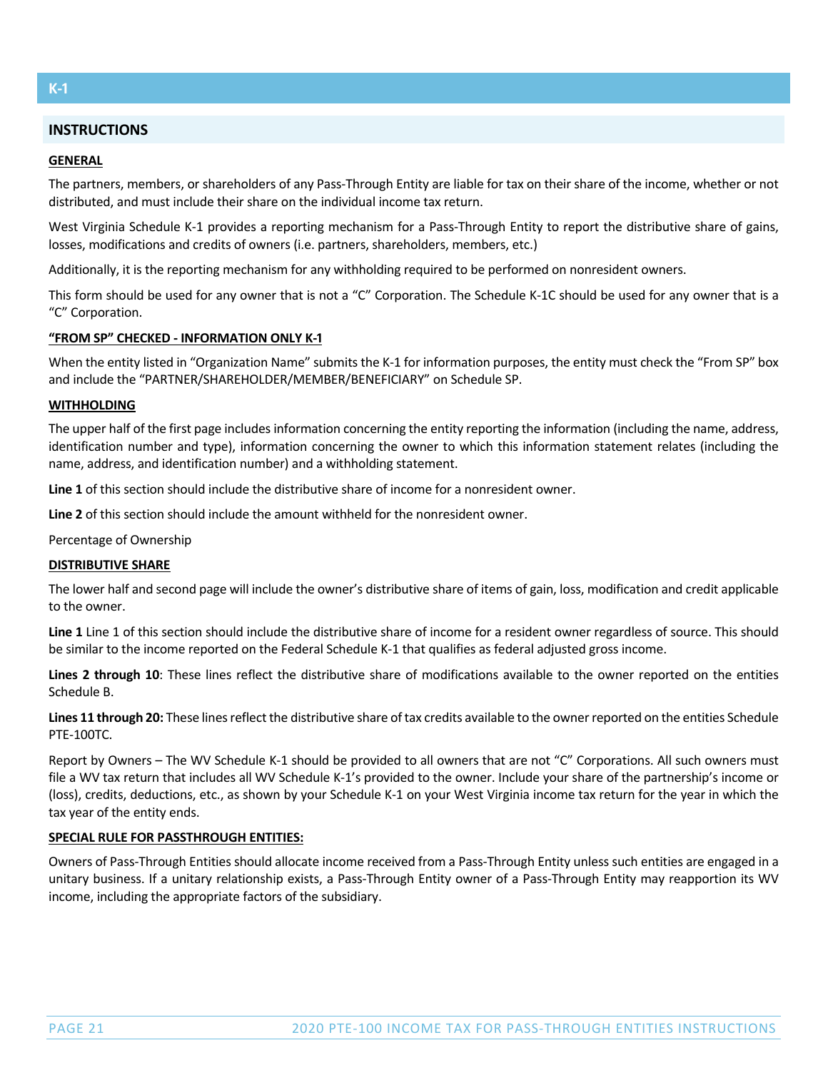## K-1

### INSTRUCTIONS

**GENERAL**

The partners, members, or shareholders of any Pass-Through Entity are liable for tax on their share of the income, whether or not distributed, and must include their share on the individual income tax return.

West Virginia Schedule K-1 provides a reporting mechanism for a Pass-Through Entity to report the distributive share of gains, losses, modifications and credits of owners (i.e. partners, shareholders, members, etc.)

Additionally, it is the reporting mechanism for any withholding required to be performed on nonresident owners.

This form should be used for any owner that is not a "C" Corporation. The Schedule K-1C should be used for any owner that is a "C" Corporation.

**"FROM SP" CHECKED - INFORMATION ONLY K-1**

When the entity listed in "Organization Name" submits the K-1 for information purposes, the entity must check the "From SP" box and include the "PARTNER/SHAREHOLDER/MEMBER/BENEFICIARY" on Schedule SP.

**WITHHOLDING**

The upper half of the first page includes information concerning the entity reporting the information (including the name, address, identification number and type), information concerning the owner to which this information statement relates (including the name, address, and identification number) and a withholding statement.

**Line 1** of this section should include the distributive share of income for a nonresident owner.

**Line 2** of this section should include the amount withheld for the nonresident owner.

Percentage of Ownership

**DISTRIBUTIVE SHARE**

The lower half and second page will include the owner's distributive share of items of gain, loss, modification and credit applicable to the owner.

**Line 1** Line 1 of this section should include the distributive share of income for a resident owner regardless of source. This should be similar to the income reported on the Federal Schedule K-1 that qualifies as federal adjusted gross income.

**Lines 2 through 10**: These lines reflect the distributive share of modifications available to the owner reported on the entities Schedule B.

**Lines 11 through 20:** These lines reflect the distributive share of tax credits available to the owner reported on the entities Schedule PTE-100TC.

Report by Owners – The WV Schedule K-1 should be provided to all owners that are not "C" Corporations. All such owners must file a WV tax return that includes all WV Schedule K-1's provided to the owner. Include your share of the partnership's income or (loss), credits, deductions, etc., as shown by your Schedule K-1 on your West Virginia income tax return for the year in which the tax year of the entity ends.

**SPECIAL RULE FOR PASSTHROUGH ENTITIES:**

Owners of Pass-Through Entities should allocate income received from a Pass-Through Entity unless such entities are engaged in a unitary business. If a unitary relationship exists, a Pass-Through Entity owner of a Pass-Through Entity may reapportion its WV income, including the appropriate factors of the subsidiary.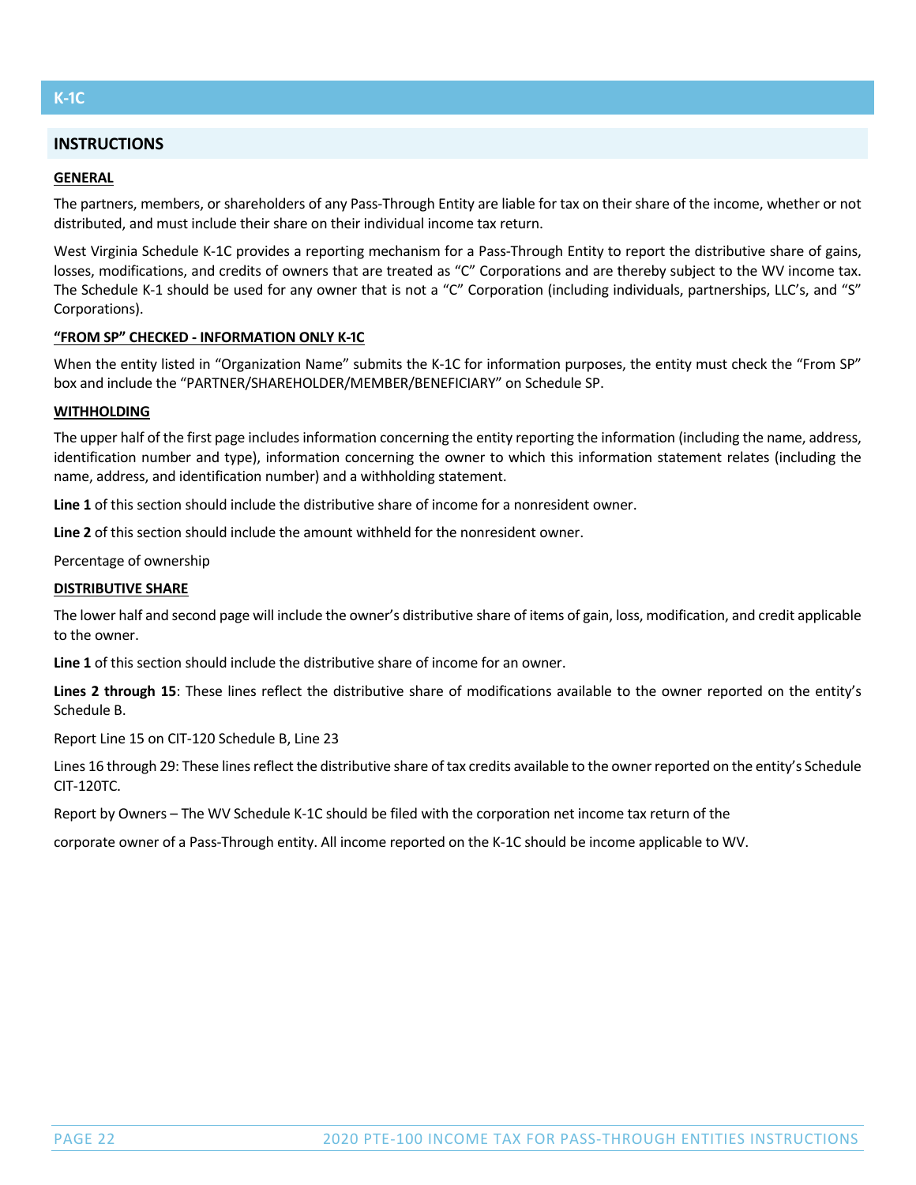## K-1C

### INSTRUCTIONS

#### GENERAL

The partners, members, or shareholders of any Pass-Through Entity are liable for tax on their share of the income, whether or not distributed, and must include their share on their individual income tax return.

West Virginia Schedule K-1C provides a reporting mechanism for a Pass-Through Entity to report the distributive share of gains, losses, modifications, and credits of owners that are treated as "C" Corporations and are thereby subject to the WV income tax. The Schedule K-1 should be used for any owner that is not a "C" Corporation (including individuals, partnerships, LLC's, and "S" Corporations).

#### "FROM SP" CHECKED - INFORMATION ONLY K-1C

When the entity listed in "Organization Name" submits the K-1C for information purposes, the entity must check the "From SP" box and include the "PARTNER/SHAREHOLDER/MEMBER/BENEFICIARY" on Schedule SP.

#### WITHHOLDING

The upper half of the first page includes information concerning the entity reporting the information (including the name, address, identification number and type), information concerning the owner to which this information statement relates (including the name, address, and identification number) and a withholding statement.

**Line 1** of this section should include the distributive share of income for a nonresident owner.

**Line 2** of this section should include the amount withheld for the nonresident owner.

Percentage of ownership

#### DISTRIBUTIVE SHARE

The lower half and second page will include the owner's distributive share of items of gain, loss, modification, and credit applicable to the owner.

**Line 1** of this section should include the distributive share of income for an owner.

**Lines 2 through 15**: These lines reflect the distributive share of modifications available to the owner reported on the entity's Schedule B.

Report Line 15 on CIT-120 Schedule B, Line 23

Lines 16 through 29: These lines reflect the distributive share of tax credits available to the owner reported on the entity's Schedule CIT-120TC.

Report by Owners – The WV Schedule K-1C should be filed with the corporation net income tax return of the

corporate owner of a Pass-Through entity. All income reported on the K-1C should be income applicable to WV.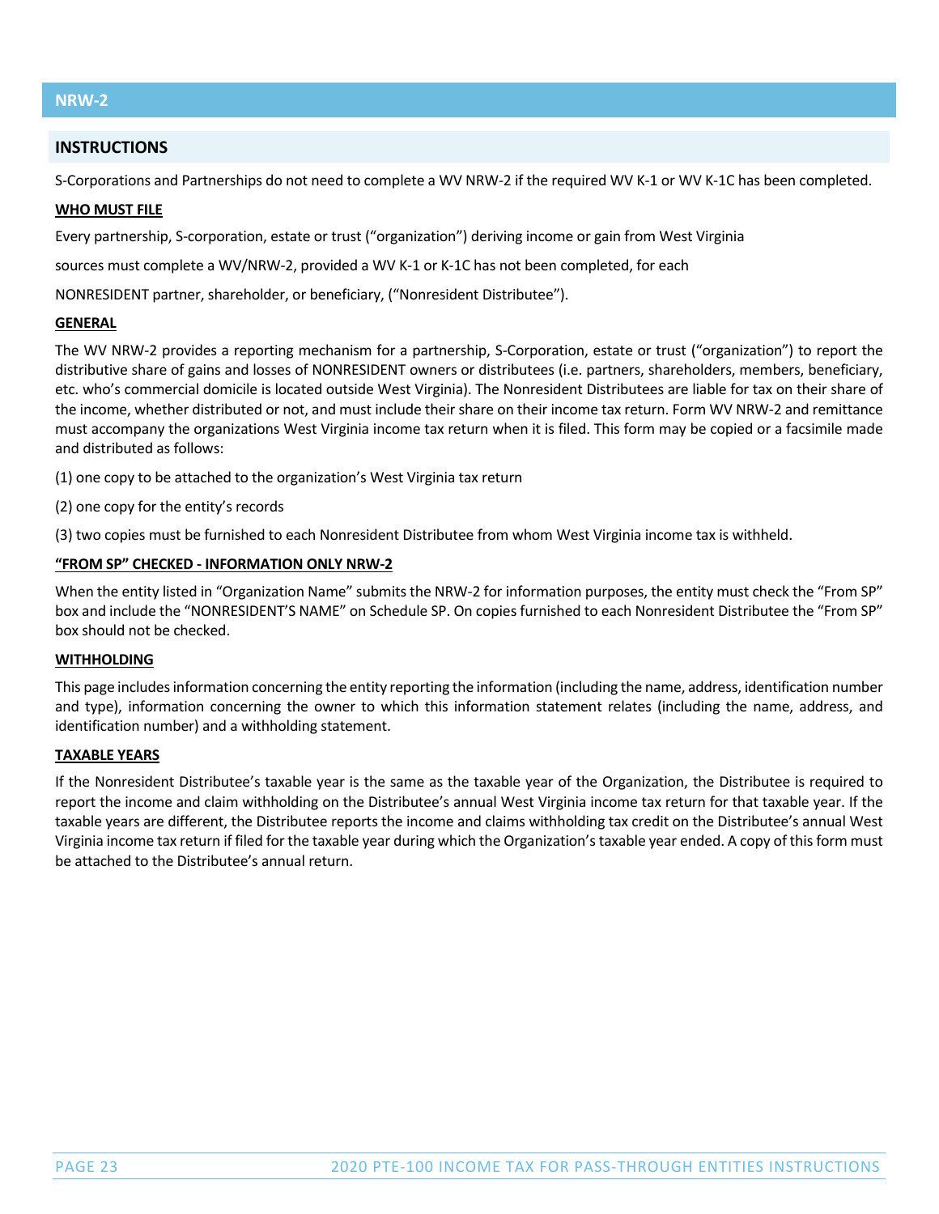## NRW-2

### INSTRUCTIONS

S-Corporations and Partnerships do not need to complete a WV NRW-2 if the required WV K-1 or WV K-1C has been completed.

**WHO MUST FILE**

Every partnership, S-corporation, estate or trust ("organization") deriving income or gain from West Virginia

sources must complete a WV/NRW-2, provided a WV K-1 or K-1C has not been completed, for each

NONRESIDENT partner, shareholder, or beneficiary, ("Nonresident Distributee").

**GENERAL**

The WV NRW-2 provides a reporting mechanism for a partnership, S-Corporation, estate or trust ("organization") to report the distributive share of gains and losses of NONRESIDENT owners or distributees (i.e. partners, shareholders, members, beneficiary, etc. who's commercial domicile is located outside West Virginia). The Nonresident Distributees are liable for tax on their share of the income, whether distributed or not, and must include their share on their income tax return. Form WV NRW-2 and remittance must accompany the organizations West Virginia income tax return when it is filed. This form may be copied or a facsimile made and distributed as follows:

(1) one copy to be attached to the organization's West Virginia tax return

(2) one copy for the entity's records

(3) two copies must be furnished to each Nonresident Distributee from whom West Virginia income tax is withheld.

**"FROM SP" CHECKED - INFORMATION ONLY NRW-2**

When the entity listed in "Organization Name" submits the NRW-2 for information purposes, the entity must check the "From SP" box and include the "NONRESIDENT'S NAME" on Schedule SP. On copies furnished to each Nonresident Distributee the "From SP" box should not be checked.

**WITHHOLDING**

This page includes information concerning the entity reporting the information (including the name, address, identification number and type), information concerning the owner to which this information statement relates (including the name, address, and identification number) and a withholding statement.

**TAXABLE YEARS**

If the Nonresident Distributee's taxable year is the same as the taxable year of the Organization, the Distributee is required to report the income and claim withholding on the Distributee's annual West Virginia income tax return for that taxable year. If the taxable years are different, the Distributee reports the income and claims withholding tax credit on the Distributee's annual West Virginia income tax return if filed for the taxable year during which the Organization's taxable year ended. A copy of this form must be attached to the Distributee's annual return.